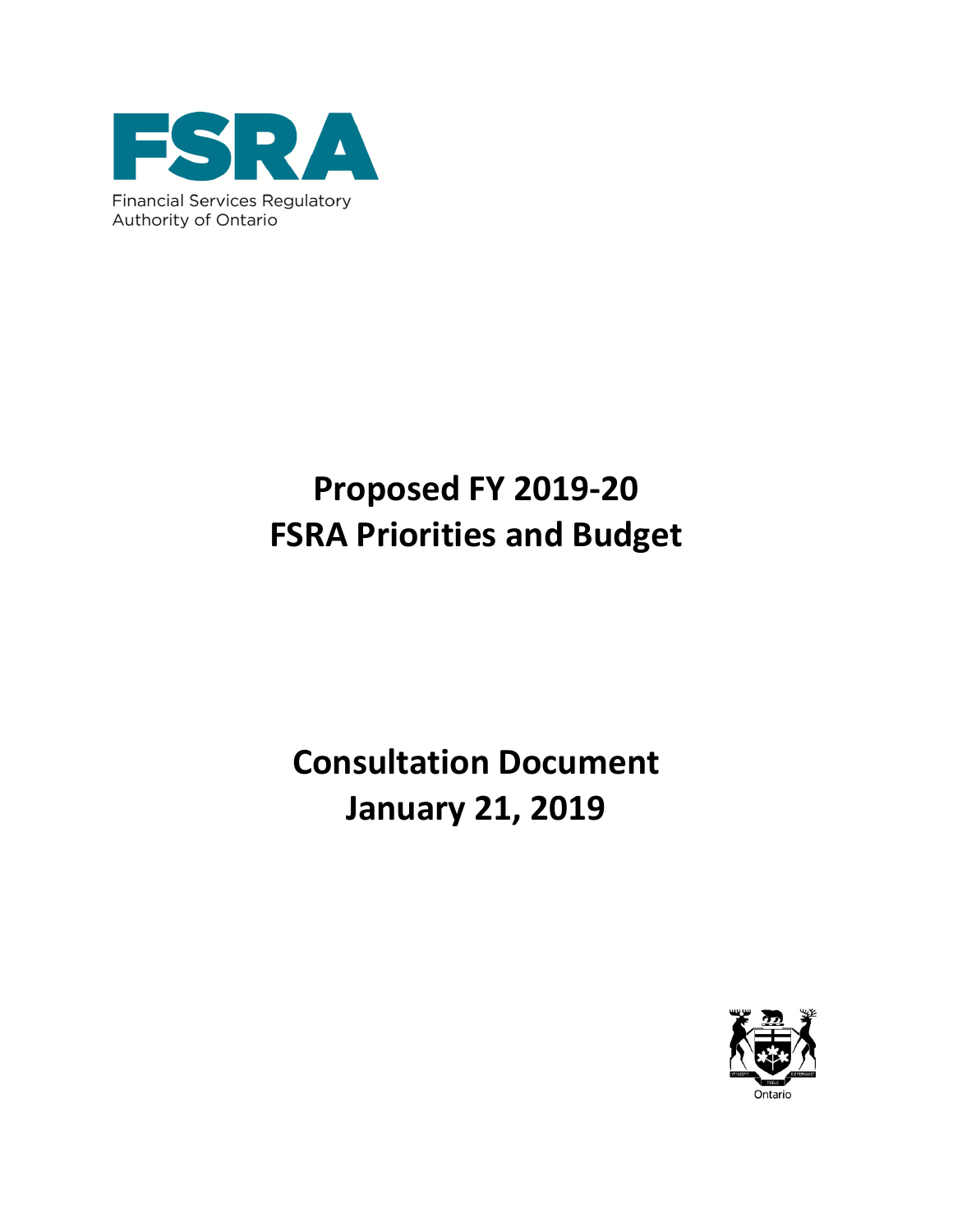FSRA

Financial Services Regulatory Authority of Ontario

# Proposed FY 2019-20 FSRA Priorities and Budget

## Consultation Document January 21, 2019

Ontario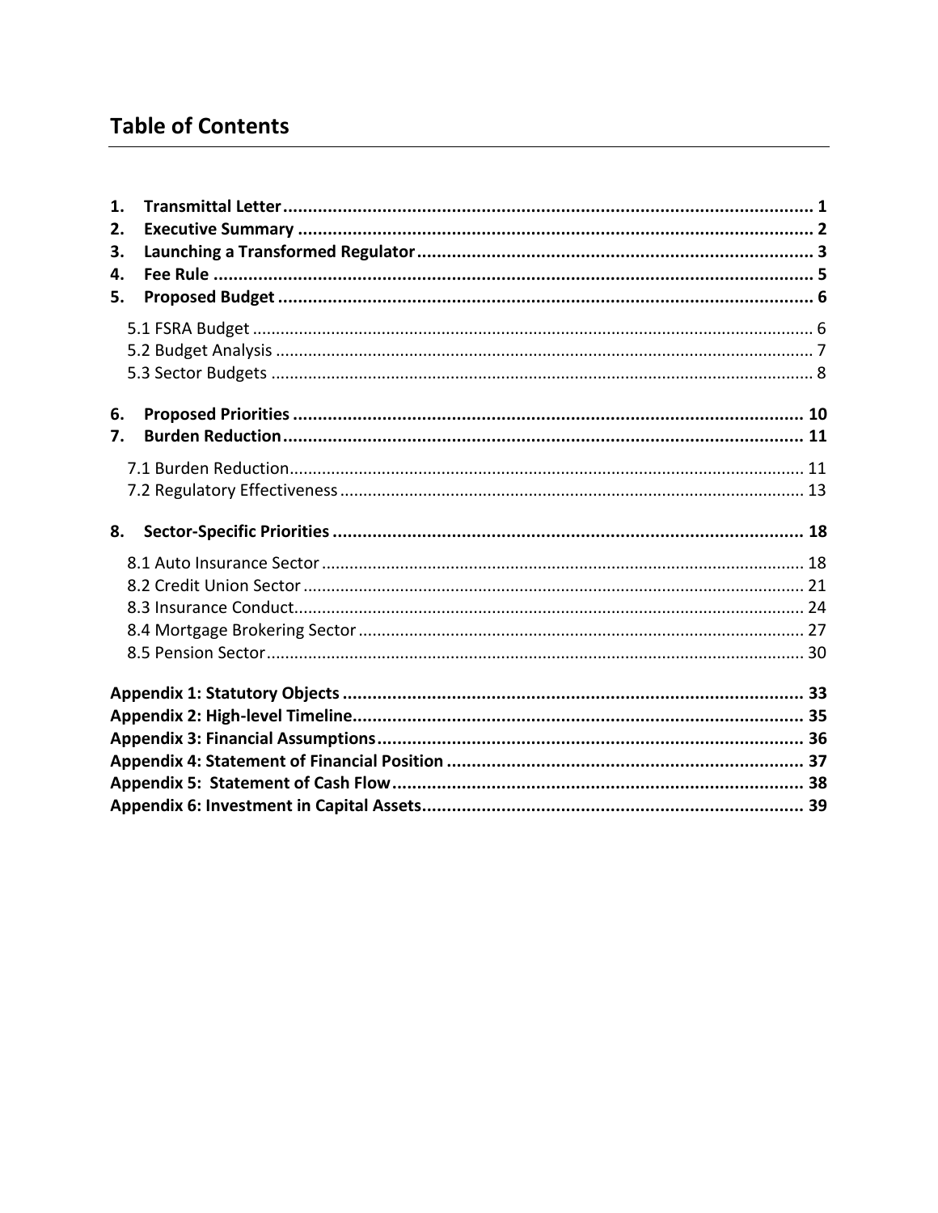# Table of Contents

**1. Transmittal Letter** ..... 1
**2. Executive Summary** ..... 2
**3. Launching a Transformed Regulator** ..... 3
**4. Fee Rule** ..... 5
**5. Proposed Budget** ..... 6

- 5.1 FSRA Budget ..... 6
- 5.2 Budget Analysis ..... 7
- 5.3 Sector Budgets ..... 8

**6. Proposed Priorities** ..... 10
**7. Burden Reduction** ..... 11

- 7.1 Burden Reduction ..... 11
- 7.2 Regulatory Effectiveness ..... 13

**8. Sector-Specific Priorities** ..... 18

- 8.1 Auto Insurance Sector ..... 18
- 8.2 Credit Union Sector ..... 21
- 8.3 Insurance Conduct ..... 24
- 8.4 Mortgage Brokering Sector ..... 27
- 8.5 Pension Sector ..... 30

**Appendix 1: Statutory Objects** ..... 33
**Appendix 2: High-level Timeline** ..... 35
**Appendix 3: Financial Assumptions** ..... 36
**Appendix 4: Statement of Financial Position** ..... 37
**Appendix 5: Statement of Cash Flow** ..... 38
**Appendix 6: Investment in Capital Assets** ..... 39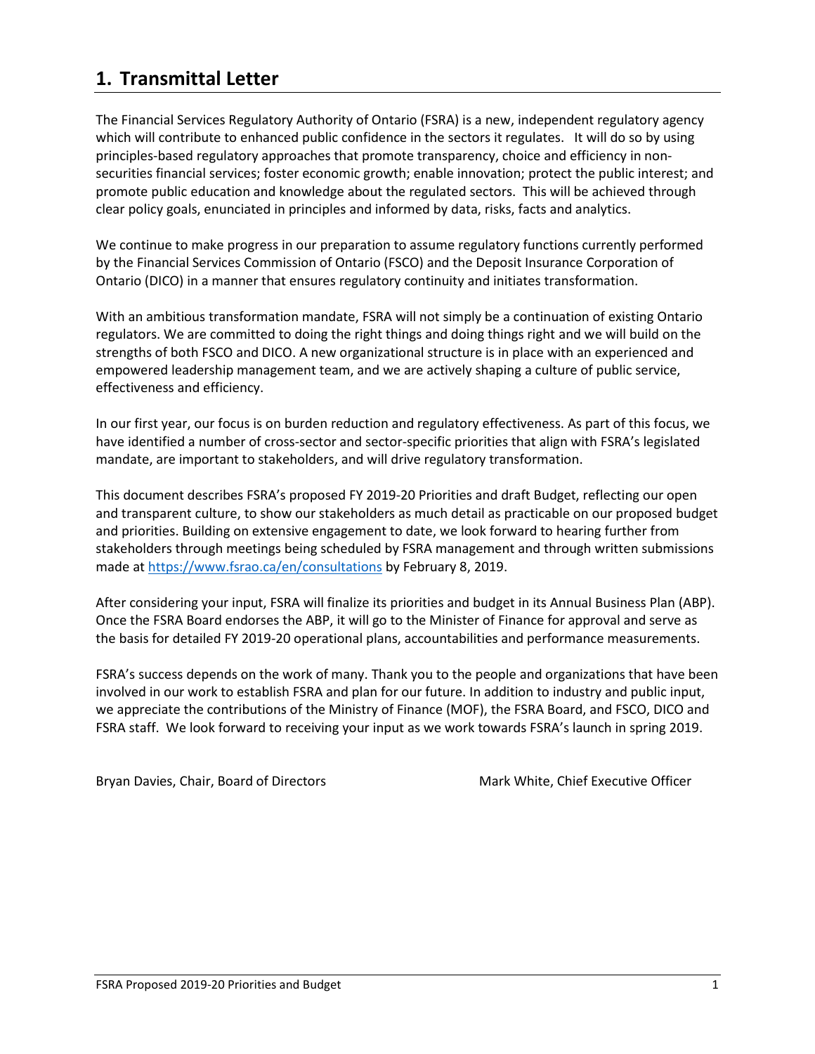# 1. Transmittal Letter

The Financial Services Regulatory Authority of Ontario (FSRA) is a new, independent regulatory agency which will contribute to enhanced public confidence in the sectors it regulates. It will do so by using principles-based regulatory approaches that promote transparency, choice and efficiency in non-securities financial services; foster economic growth; enable innovation; protect the public interest; and promote public education and knowledge about the regulated sectors. This will be achieved through clear policy goals, enunciated in principles and informed by data, risks, facts and analytics.

We continue to make progress in our preparation to assume regulatory functions currently performed by the Financial Services Commission of Ontario (FSCO) and the Deposit Insurance Corporation of Ontario (DICO) in a manner that ensures regulatory continuity and initiates transformation.

With an ambitious transformation mandate, FSRA will not simply be a continuation of existing Ontario regulators. We are committed to doing the right things and doing things right and we will build on the strengths of both FSCO and DICO. A new organizational structure is in place with an experienced and empowered leadership management team, and we are actively shaping a culture of public service, effectiveness and efficiency.

In our first year, our focus is on burden reduction and regulatory effectiveness. As part of this focus, we have identified a number of cross-sector and sector-specific priorities that align with FSRA's legislated mandate, are important to stakeholders, and will drive regulatory transformation.

This document describes FSRA's proposed FY 2019-20 Priorities and draft Budget, reflecting our open and transparent culture, to show our stakeholders as much detail as practicable on our proposed budget and priorities. Building on extensive engagement to date, we look forward to hearing further from stakeholders through meetings being scheduled by FSRA management and through written submissions made at [https://www.fsrao.ca/en/consultations](https://www.fsrao.ca/en/consultations) by February 8, 2019.

After considering your input, FSRA will finalize its priorities and budget in its Annual Business Plan (ABP). Once the FSRA Board endorses the ABP, it will go to the Minister of Finance for approval and serve as the basis for detailed FY 2019-20 operational plans, accountabilities and performance measurements.

FSRA's success depends on the work of many. Thank you to the people and organizations that have been involved in our work to establish FSRA and plan for our future. In addition to industry and public input, we appreciate the contributions of the Ministry of Finance (MOF), the FSRA Board, and FSCO, DICO and FSRA staff. We look forward to receiving your input as we work towards FSRA's launch in spring 2019.

Bryan Davies, Chair, Board of Directors

Mark White, Chief Executive Officer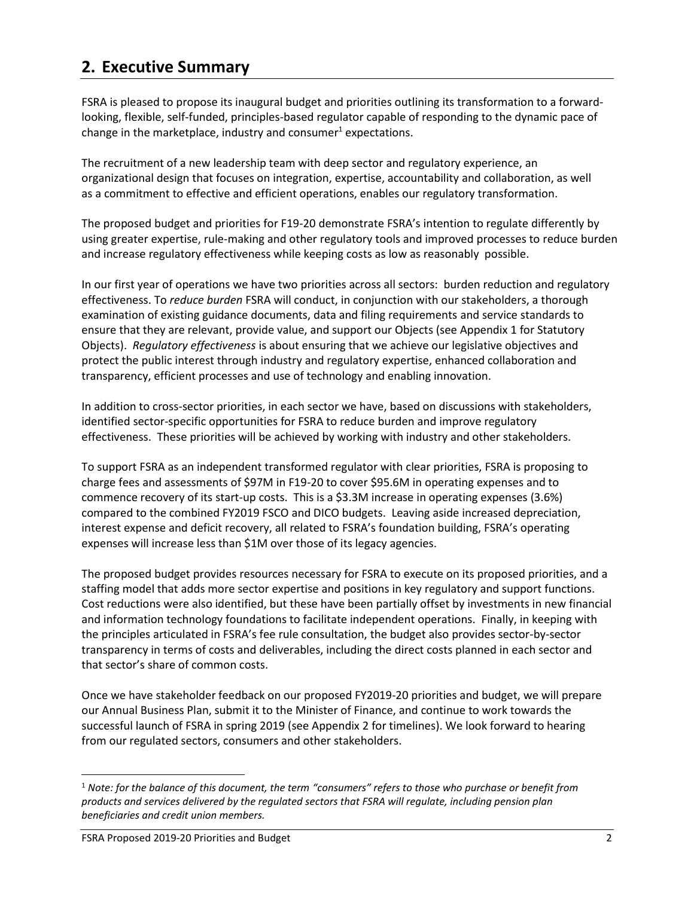## 2. Executive Summary

FSRA is pleased to propose its inaugural budget and priorities outlining its transformation to a forward-looking, flexible, self-funded, principles-based regulator capable of responding to the dynamic pace of change in the marketplace, industry and consumer[1] expectations.

The recruitment of a new leadership team with deep sector and regulatory experience, an organizational design that focuses on integration, expertise, accountability and collaboration, as well as a commitment to effective and efficient operations, enables our regulatory transformation.

The proposed budget and priorities for F19-20 demonstrate FSRA's intention to regulate differently by using greater expertise, rule-making and other regulatory tools and improved processes to reduce burden and increase regulatory effectiveness while keeping costs as low as reasonably possible.

In our first year of operations we have two priorities across all sectors: burden reduction and regulatory effectiveness. To *reduce burden* FSRA will conduct, in conjunction with our stakeholders, a thorough examination of existing guidance documents, data and filing requirements and service standards to ensure that they are relevant, provide value, and support our Objects (see Appendix 1 for Statutory Objects). *Regulatory effectiveness* is about ensuring that we achieve our legislative objectives and protect the public interest through industry and regulatory expertise, enhanced collaboration and transparency, efficient processes and use of technology and enabling innovation.

In addition to cross-sector priorities, in each sector we have, based on discussions with stakeholders, identified sector-specific opportunities for FSRA to reduce burden and improve regulatory effectiveness. These priorities will be achieved by working with industry and other stakeholders.

To support FSRA as an independent transformed regulator with clear priorities, FSRA is proposing to charge fees and assessments of $97M in F19-20 to cover $95.6M in operating expenses and to commence recovery of its start-up costs. This is a $3.3M increase in operating expenses (3.6%) compared to the combined FY2019 FSCO and DICO budgets. Leaving aside increased depreciation, interest expense and deficit recovery, all related to FSRA's foundation building, FSRA's operating expenses will increase less than $1M over those of its legacy agencies.

The proposed budget provides resources necessary for FSRA to execute on its proposed priorities, and a staffing model that adds more sector expertise and positions in key regulatory and support functions. Cost reductions were also identified, but these have been partially offset by investments in new financial and information technology foundations to facilitate independent operations. Finally, in keeping with the principles articulated in FSRA's fee rule consultation, the budget also provides sector-by-sector transparency in terms of costs and deliverables, including the direct costs planned in each sector and that sector's share of common costs.

Once we have stakeholder feedback on our proposed FY2019-20 priorities and budget, we will prepare our Annual Business Plan, submit it to the Minister of Finance, and continue to work towards the successful launch of FSRA in spring 2019 (see Appendix 2 for timelines). We look forward to hearing from our regulated sectors, consumers and other stakeholders.

---

[1] *Note: for the balance of this document, the term "consumers" refers to those who purchase or benefit from products and services delivered by the regulated sectors that FSRA will regulate, including pension plan beneficiaries and credit union members.*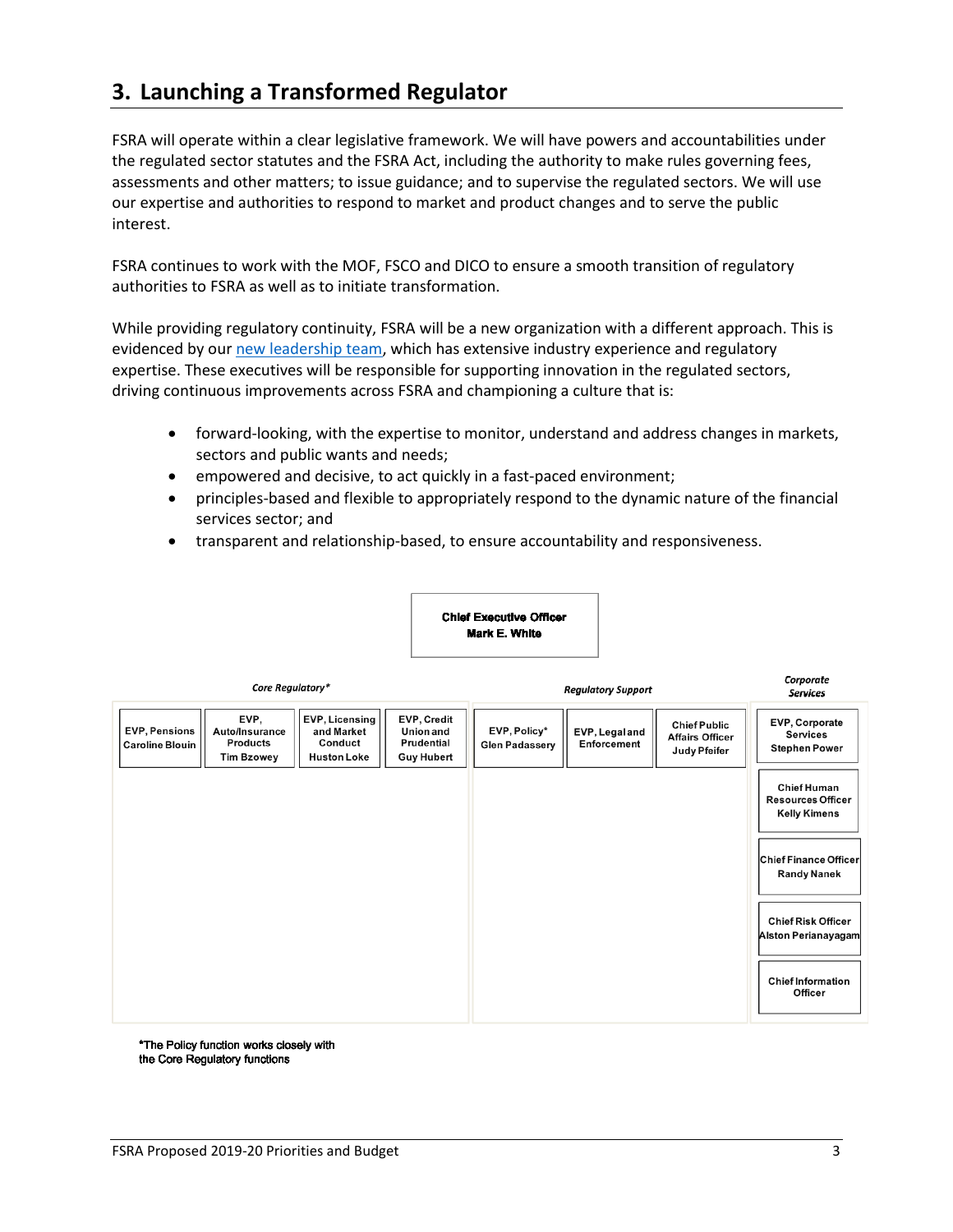# 3. Launching a Transformed Regulator

FSRA will operate within a clear legislative framework. We will have powers and accountabilities under the regulated sector statutes and the FSRA Act, including the authority to make rules governing fees, assessments and other matters; to issue guidance; and to supervise the regulated sectors. We will use our expertise and authorities to respond to market and product changes and to serve the public interest.

FSRA continues to work with the MOF, FSCO and DICO to ensure a smooth transition of regulatory authorities to FSRA as well as to initiate transformation.

While providing regulatory continuity, FSRA will be a new organization with a different approach. This is evidenced by our new leadership team, which has extensive industry experience and regulatory expertise. These executives will be responsible for supporting innovation in the regulated sectors, driving continuous improvements across FSRA and championing a culture that is:

- forward-looking, with the expertise to monitor, understand and address changes in markets, sectors and public wants and needs;
- empowered and decisive, to act quickly in a fast-paced environment;
- principles-based and flexible to appropriately respond to the dynamic nature of the financial services sector; and
- transparent and relationship-based, to ensure accountability and responsiveness.

**Chief Executive Officer**
**Mark E. White**

*Core Regulatory**

- EVP, Pensions — Caroline Blouin
- EVP, Auto/Insurance Products — Tim Bzowey
- EVP, Licensing and Market Conduct — Huston Loke
- EVP, Credit Union and Prudential — Guy Hubert

*Regulatory Support*

- EVP, Policy* — Glen Padassery
- EVP, Legal and Enforcement
- Chief Public Affairs Officer — Judy Pfeifer

*Corporate Services*

- EVP, Corporate Services — Stephen Power
- Chief Human Resources Officer — Kelly Kimens
- Chief Finance Officer — Randy Nanek
- Chief Risk Officer — Alston Perianayagam
- Chief Information Officer

*The Policy function works closely with the Core Regulatory functions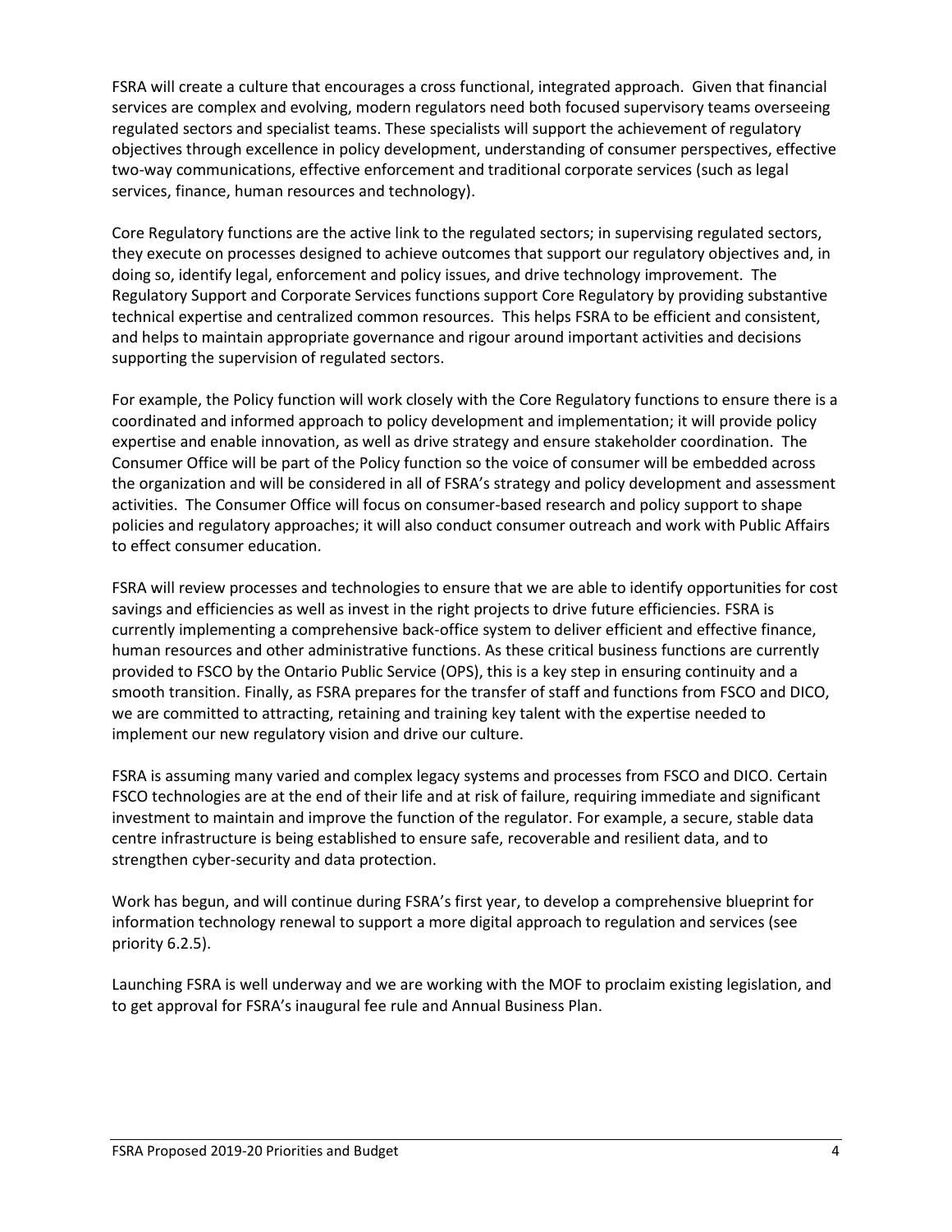FSRA will create a culture that encourages a cross functional, integrated approach. Given that financial services are complex and evolving, modern regulators need both focused supervisory teams overseeing regulated sectors and specialist teams. These specialists will support the achievement of regulatory objectives through excellence in policy development, understanding of consumer perspectives, effective two-way communications, effective enforcement and traditional corporate services (such as legal services, finance, human resources and technology).

Core Regulatory functions are the active link to the regulated sectors; in supervising regulated sectors, they execute on processes designed to achieve outcomes that support our regulatory objectives and, in doing so, identify legal, enforcement and policy issues, and drive technology improvement. The Regulatory Support and Corporate Services functions support Core Regulatory by providing substantive technical expertise and centralized common resources. This helps FSRA to be efficient and consistent, and helps to maintain appropriate governance and rigour around important activities and decisions supporting the supervision of regulated sectors.

For example, the Policy function will work closely with the Core Regulatory functions to ensure there is a coordinated and informed approach to policy development and implementation; it will provide policy expertise and enable innovation, as well as drive strategy and ensure stakeholder coordination. The Consumer Office will be part of the Policy function so the voice of consumer will be embedded across the organization and will be considered in all of FSRA's strategy and policy development and assessment activities. The Consumer Office will focus on consumer-based research and policy support to shape policies and regulatory approaches; it will also conduct consumer outreach and work with Public Affairs to effect consumer education.

FSRA will review processes and technologies to ensure that we are able to identify opportunities for cost savings and efficiencies as well as invest in the right projects to drive future efficiencies. FSRA is currently implementing a comprehensive back-office system to deliver efficient and effective finance, human resources and other administrative functions. As these critical business functions are currently provided to FSCO by the Ontario Public Service (OPS), this is a key step in ensuring continuity and a smooth transition. Finally, as FSRA prepares for the transfer of staff and functions from FSCO and DICO, we are committed to attracting, retaining and training key talent with the expertise needed to implement our new regulatory vision and drive our culture.

FSRA is assuming many varied and complex legacy systems and processes from FSCO and DICO. Certain FSCO technologies are at the end of their life and at risk of failure, requiring immediate and significant investment to maintain and improve the function of the regulator. For example, a secure, stable data centre infrastructure is being established to ensure safe, recoverable and resilient data, and to strengthen cyber-security and data protection.

Work has begun, and will continue during FSRA's first year, to develop a comprehensive blueprint for information technology renewal to support a more digital approach to regulation and services (see priority 6.2.5).

Launching FSRA is well underway and we are working with the MOF to proclaim existing legislation, and to get approval for FSRA's inaugural fee rule and Annual Business Plan.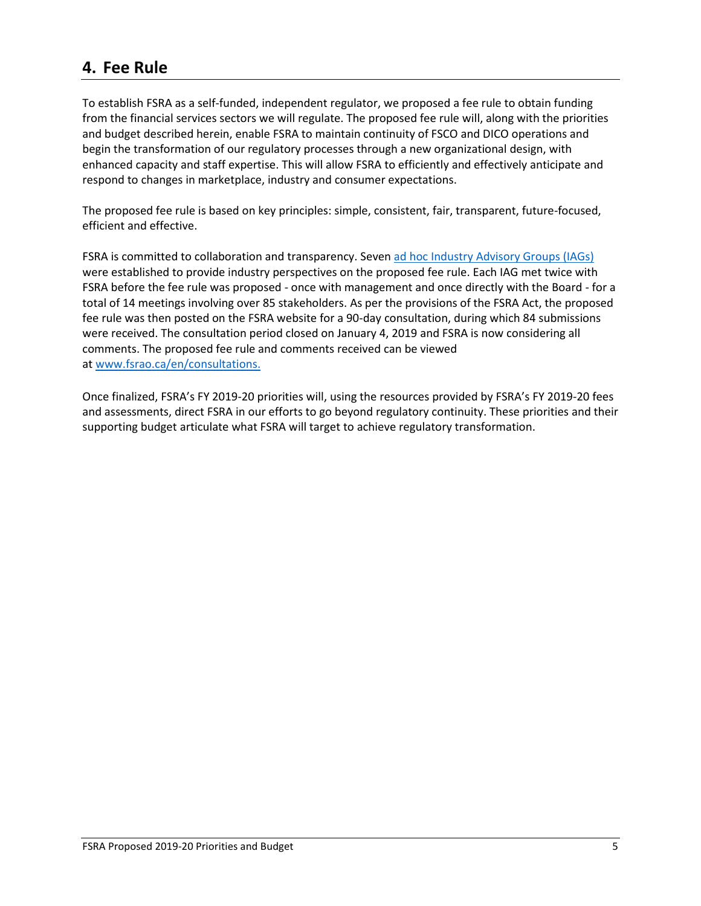## 4. Fee Rule

To establish FSRA as a self-funded, independent regulator, we proposed a fee rule to obtain funding from the financial services sectors we will regulate. The proposed fee rule will, along with the priorities and budget described herein, enable FSRA to maintain continuity of FSCO and DICO operations and begin the transformation of our regulatory processes through a new organizational design, with enhanced capacity and staff expertise. This will allow FSRA to efficiently and effectively anticipate and respond to changes in marketplace, industry and consumer expectations.

The proposed fee rule is based on key principles: simple, consistent, fair, transparent, future-focused, efficient and effective.

FSRA is committed to collaboration and transparency. Seven [ad hoc Industry Advisory Groups (IAGs)] were established to provide industry perspectives on the proposed fee rule. Each IAG met twice with FSRA before the fee rule was proposed - once with management and once directly with the Board - for a total of 14 meetings involving over 85 stakeholders. As per the provisions of the FSRA Act, the proposed fee rule was then posted on the FSRA website for a 90-day consultation, during which 84 submissions were received. The consultation period closed on January 4, 2019 and FSRA is now considering all comments. The proposed fee rule and comments received can be viewed at www.fsrao.ca/en/consultations.

Once finalized, FSRA's FY 2019-20 priorities will, using the resources provided by FSRA's FY 2019-20 fees and assessments, direct FSRA in our efforts to go beyond regulatory continuity. These priorities and their supporting budget articulate what FSRA will target to achieve regulatory transformation.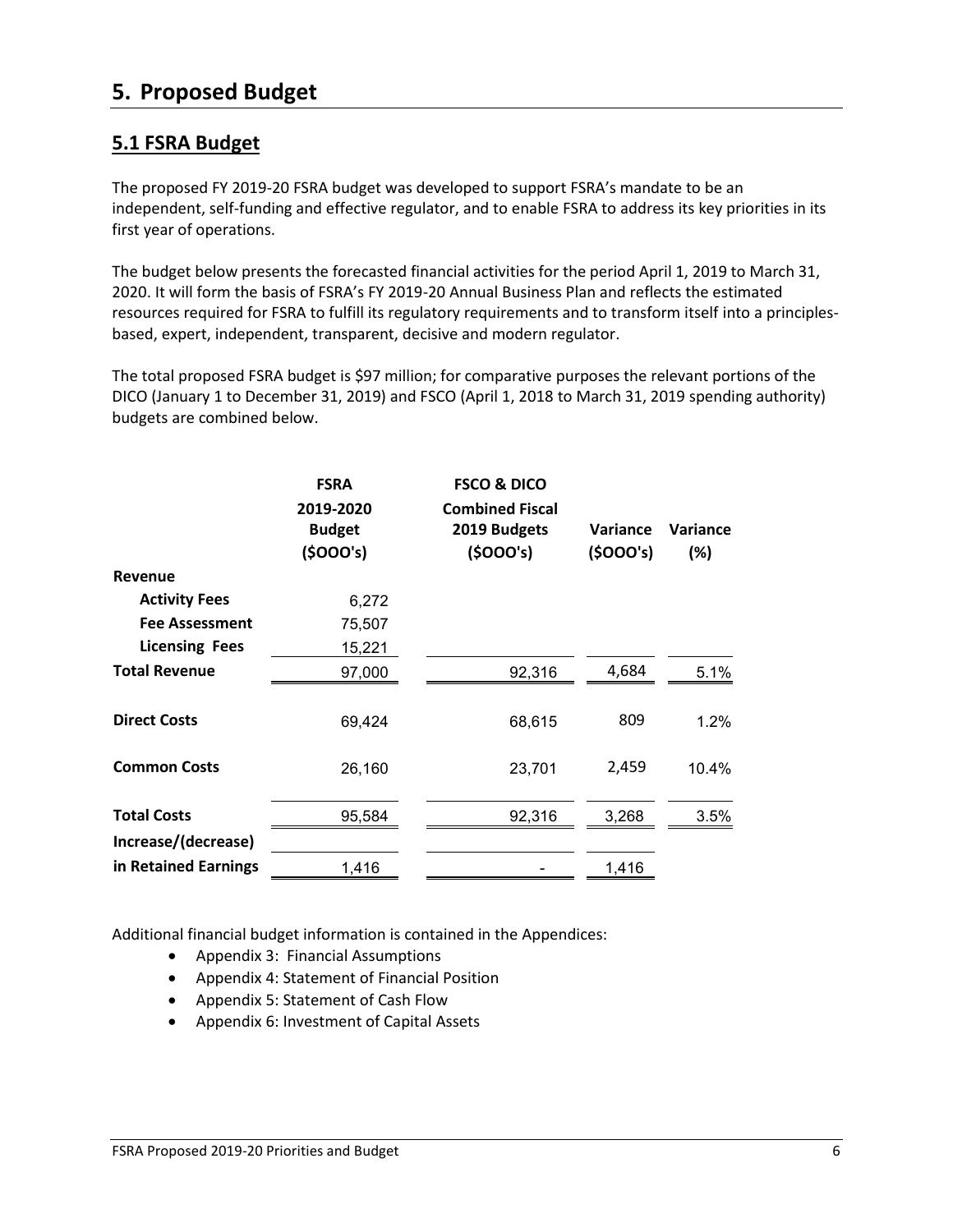# 5. Proposed Budget

## 5.1 FSRA Budget

The proposed FY 2019-20 FSRA budget was developed to support FSRA's mandate to be an independent, self-funding and effective regulator, and to enable FSRA to address its key priorities in its first year of operations.

The budget below presents the forecasted financial activities for the period April 1, 2019 to March 31, 2020. It will form the basis of FSRA's FY 2019-20 Annual Business Plan and reflects the estimated resources required for FSRA to fulfill its regulatory requirements and to transform itself into a principles-based, expert, independent, transparent, decisive and modern regulator.

The total proposed FSRA budget is $97 million; for comparative purposes the relevant portions of the DICO (January 1 to December 31, 2019) and FSCO (April 1, 2018 to March 31, 2019 spending authority) budgets are combined below.

| | FSRA 2019-2020 Budget ($OOO's) | FSCO & DICO Combined Fiscal 2019 Budgets ($OOO's) | Variance ($OOO's) | Variance (%) |
|---|---|---|---|---|
| **Revenue** | | | | |
| **Activity Fees** | 6,272 | | | |
| **Fee Assessment** | 75,507 | | | |
| **Licensing Fees** | 15,221 | | | |
| **Total Revenue** | 97,000 | 92,316 | 4,684 | 5.1% |
| **Direct Costs** | 69,424 | 68,615 | 809 | 1.2% |
| **Common Costs** | 26,160 | 23,701 | 2,459 | 10.4% |
| **Total Costs** | 95,584 | 92,316 | 3,268 | 3.5% |
| **Increase/(decrease) in Retained Earnings** | 1,416 | - | 1,416 | |

Additional financial budget information is contained in the Appendices:

- Appendix 3: Financial Assumptions
- Appendix 4: Statement of Financial Position
- Appendix 5: Statement of Cash Flow
- Appendix 6: Investment of Capital Assets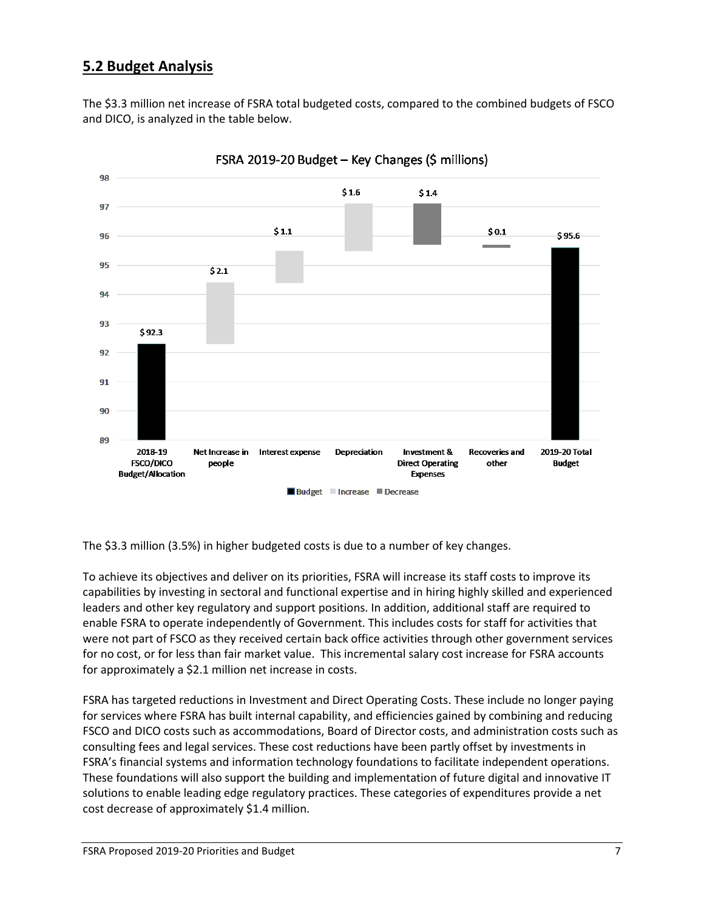## 5.2 Budget Analysis

The $3.3 million net increase of FSRA total budgeted costs, compared to the combined budgets of FSCO and DICO, is analyzed in the table below.

**FSRA 2019-20 Budget – Key Changes ($ millions)**

| Item | Amount | Type |
| --- | --- | --- |
| 2018-19 FSCO/DICO Budget/Allocation | $ 92.3 | Budget |
| Net Increase in people | $ 2.1 | Increase |
| Interest expense | $ 1.1 | Increase |
| Depreciation | $ 1.6 | Increase |
| Investment & Direct Operating Expenses | $ 1.4 | Decrease |
| Recoveries and other | $ 0.1 | Decrease |
| 2019-20 Total Budget | $ 95.6 | Budget |

The $3.3 million (3.5%) in higher budgeted costs is due to a number of key changes.

To achieve its objectives and deliver on its priorities, FSRA will increase its staff costs to improve its capabilities by investing in sectoral and functional expertise and in hiring highly skilled and experienced leaders and other key regulatory and support positions. In addition, additional staff are required to enable FSRA to operate independently of Government. This includes costs for staff for activities that were not part of FSCO as they received certain back office activities through other government services for no cost, or for less than fair market value. This incremental salary cost increase for FSRA accounts for approximately a $2.1 million net increase in costs.

FSRA has targeted reductions in Investment and Direct Operating Costs. These include no longer paying for services where FSRA has built internal capability, and efficiencies gained by combining and reducing FSCO and DICO costs such as accommodations, Board of Director costs, and administration costs such as consulting fees and legal services. These cost reductions have been partly offset by investments in FSRA's financial systems and information technology foundations to facilitate independent operations. These foundations will also support the building and implementation of future digital and innovative IT solutions to enable leading edge regulatory practices. These categories of expenditures provide a net cost decrease of approximately $1.4 million.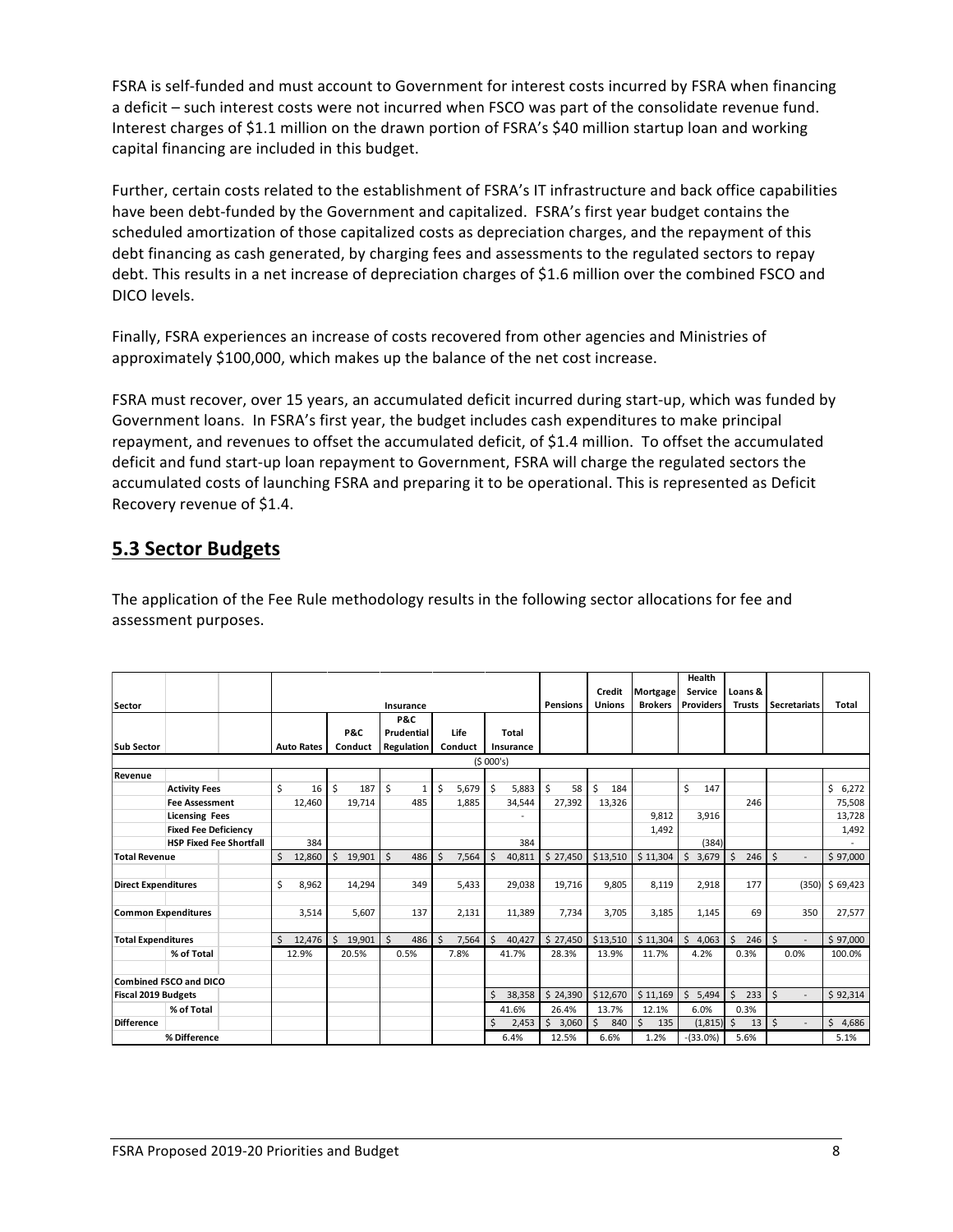FSRA is self-funded and must account to Government for interest costs incurred by FSRA when financing a deficit – such interest costs were not incurred when FSCO was part of the consolidate revenue fund. Interest charges of $1.1 million on the drawn portion of FSRA's $40 million startup loan and working capital financing are included in this budget.

Further, certain costs related to the establishment of FSRA's IT infrastructure and back office capabilities have been debt-funded by the Government and capitalized. FSRA's first year budget contains the scheduled amortization of those capitalized costs as depreciation charges, and the repayment of this debt financing as cash generated, by charging fees and assessments to the regulated sectors to repay debt. This results in a net increase of depreciation charges of $1.6 million over the combined FSCO and DICO levels.

Finally, FSRA experiences an increase of costs recovered from other agencies and Ministries of approximately $100,000, which makes up the balance of the net cost increase.

FSRA must recover, over 15 years, an accumulated deficit incurred during start-up, which was funded by Government loans. In FSRA's first year, the budget includes cash expenditures to make principal repayment, and revenues to offset the accumulated deficit, of $1.4 million. To offset the accumulated deficit and fund start-up loan repayment to Government, FSRA will charge the regulated sectors the accumulated costs of launching FSRA and preparing it to be operational. This is represented as Deficit Recovery revenue of $1.4.

## 5.3 Sector Budgets

The application of the Fee Rule methodology results in the following sector allocations for fee and assessment purposes.

| Sector | | Insurance | | | | | Pensions | Credit Unions | Mortgage Brokers | Health Service Providers | Loans & Trusts | Secretariats | Total |
|---|---|---|---|---|---|---|---|---|---|---|---|---|---|
| Sub Sector | | Auto Rates | P&C Conduct | P&C Prudential Regulation | Life Conduct | Total Insurance | | | | | | | |
| | | ($ 000's) | | | | | | | | | | | |
| Revenue | | | | | | | | | | | | | |
| | Activity Fees | $ 16 | $ 187 | $ 1 | $ 5,679 | $ 5,883 | $ 58 | $ 184 | | $ 147 | | | $ 6,272 |
| | Fee Assessment | 12,460 | 19,714 | 485 | 1,885 | 34,544 | 27,392 | 13,326 | | | 246 | | 75,508 |
| | Licensing Fees | | | | | - | | | 9,812 | 3,916 | | | 13,728 |
| | Fixed Fee Deficiency | | | | | | | | 1,492 | | | | 1,492 |
| | HSP Fixed Fee Shortfall | 384 | | | | 384 | | | | (384) | | | - |
| Total Revenue | | $ 12,860 | $ 19,901 | $ 486 | $ 7,564 | $ 40,811 | $ 27,450 | $13,510 | $ 11,304 | $ 3,679 | $ 246 | $ - | $ 97,000 |
| Direct Expenditures | | $ 8,962 | 14,294 | 349 | 5,433 | 29,038 | 19,716 | 9,805 | 8,119 | 2,918 | 177 | (350) | $ 69,423 |
| Common Expenditures | | 3,514 | 5,607 | 137 | 2,131 | 11,389 | 7,734 | 3,705 | 3,185 | 1,145 | 69 | 350 | 27,577 |
| Total Expenditures | | $ 12,476 | $ 19,901 | $ 486 | $ 7,564 | $ 40,427 | $ 27,450 | $13,510 | $ 11,304 | $ 4,063 | $ 246 | $ - | $ 97,000 |
| | % of Total | 12.9% | 20.5% | 0.5% | 7.8% | 41.7% | 28.3% | 13.9% | 11.7% | 4.2% | 0.3% | 0.0% | 100.0% |
| Combined FSCO and DICO | | | | | | | | | | | | | |
| Fiscal 2019 Budgets | | | | | | $ 38,358 | $ 24,390 | $12,670 | $ 11,169 | $ 5,494 | $ 233 | $ - | $ 92,314 |
| | % of Total | | | | | 41.6% | 26.4% | 13.7% | 12.1% | 6.0% | 0.3% | | |
| Difference | | | | | | $ 2,453 | $ 3,060 | $ 840 | $ 135 | (1,815) | $ 13 | $ - | $ 4,686 |
| | % Difference | | | | | 6.4% | 12.5% | 6.6% | 1.2% | -(33.0%) | 5.6% | | 5.1% |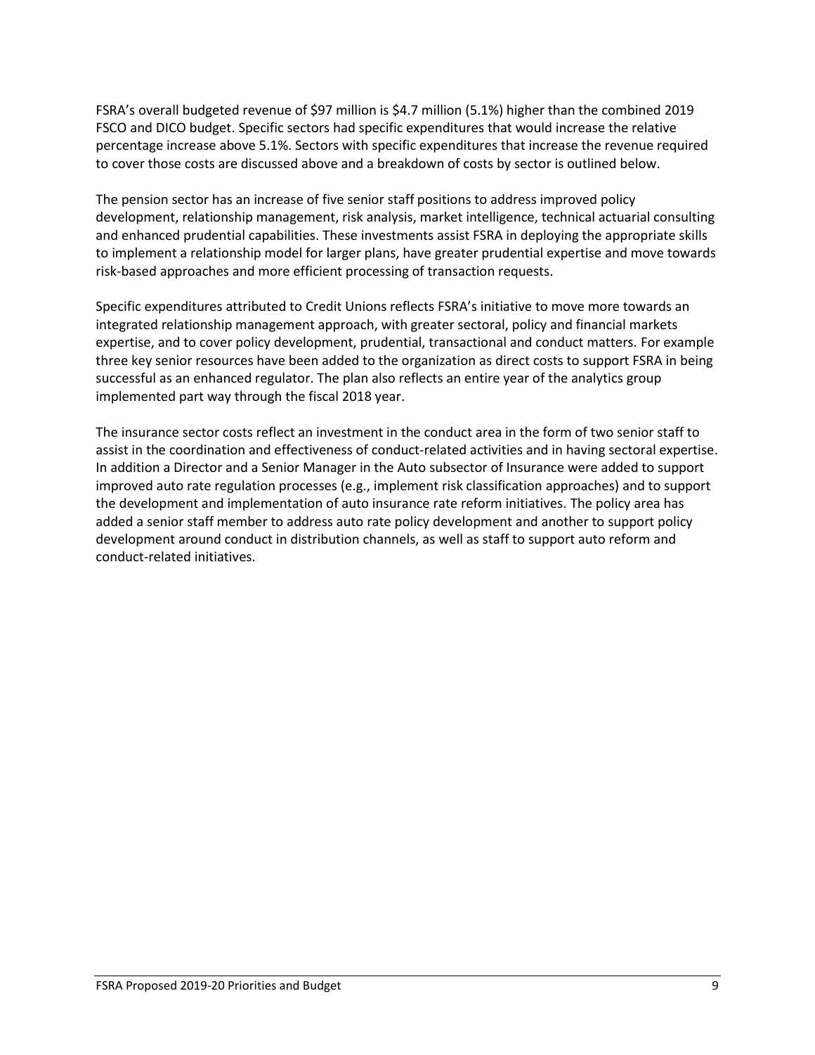FSRA's overall budgeted revenue of $97 million is $4.7 million (5.1%) higher than the combined 2019 FSCO and DICO budget. Specific sectors had specific expenditures that would increase the relative percentage increase above 5.1%. Sectors with specific expenditures that increase the revenue required to cover those costs are discussed above and a breakdown of costs by sector is outlined below.

The pension sector has an increase of five senior staff positions to address improved policy development, relationship management, risk analysis, market intelligence, technical actuarial consulting and enhanced prudential capabilities. These investments assist FSRA in deploying the appropriate skills to implement a relationship model for larger plans, have greater prudential expertise and move towards risk-based approaches and more efficient processing of transaction requests.

Specific expenditures attributed to Credit Unions reflects FSRA's initiative to move more towards an integrated relationship management approach, with greater sectoral, policy and financial markets expertise, and to cover policy development, prudential, transactional and conduct matters. For example three key senior resources have been added to the organization as direct costs to support FSRA in being successful as an enhanced regulator. The plan also reflects an entire year of the analytics group implemented part way through the fiscal 2018 year.

The insurance sector costs reflect an investment in the conduct area in the form of two senior staff to assist in the coordination and effectiveness of conduct-related activities and in having sectoral expertise. In addition a Director and a Senior Manager in the Auto subsector of Insurance were added to support improved auto rate regulation processes (e.g., implement risk classification approaches) and to support the development and implementation of auto insurance rate reform initiatives. The policy area has added a senior staff member to address auto rate policy development and another to support policy development around conduct in distribution channels, as well as staff to support auto reform and conduct-related initiatives.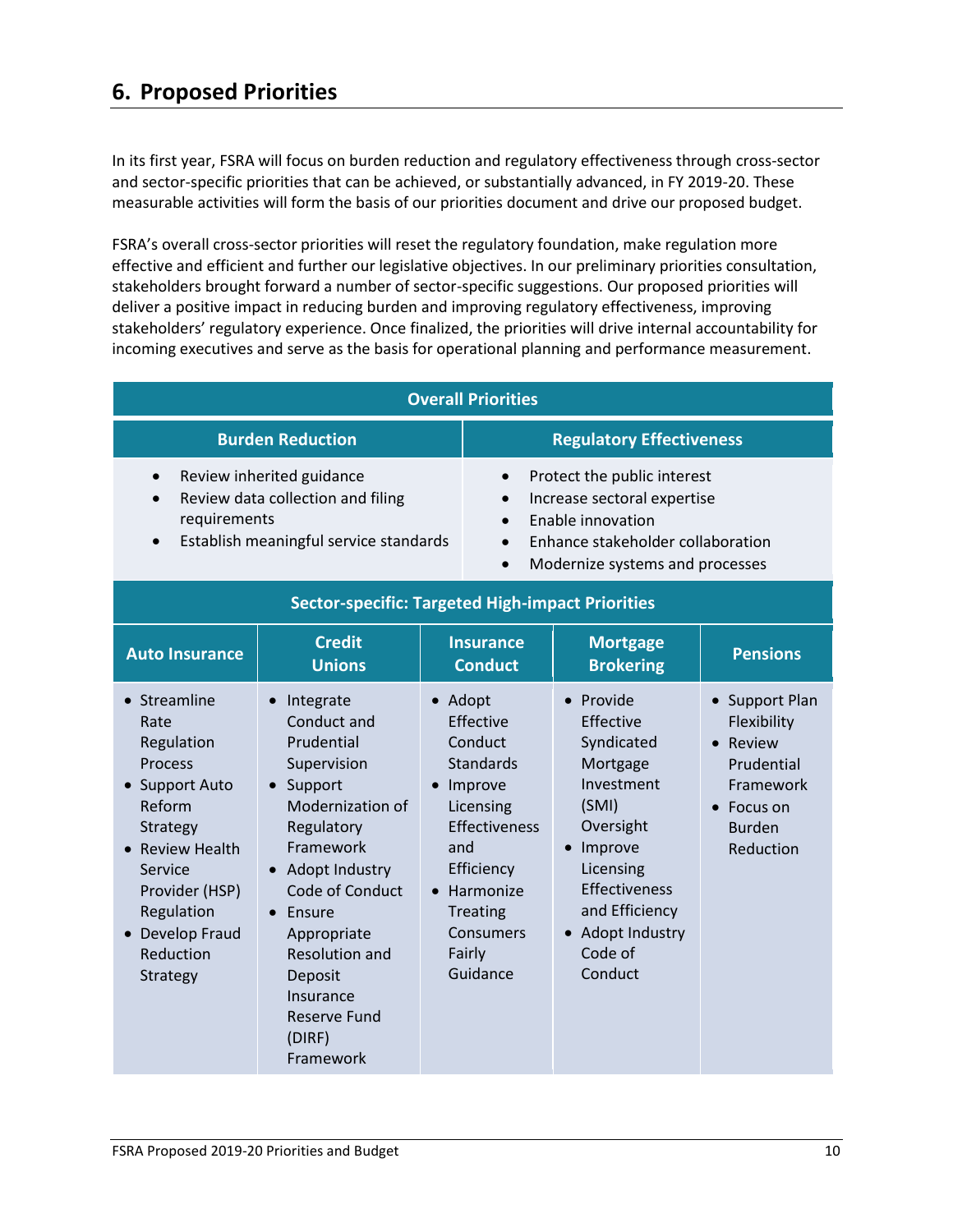## 6. Proposed Priorities

In its first year, FSRA will focus on burden reduction and regulatory effectiveness through cross-sector and sector-specific priorities that can be achieved, or substantially advanced, in FY 2019-20. These measurable activities will form the basis of our priorities document and drive our proposed budget.

FSRA's overall cross-sector priorities will reset the regulatory foundation, make regulation more effective and efficient and further our legislative objectives. In our preliminary priorities consultation, stakeholders brought forward a number of sector-specific suggestions. Our proposed priorities will deliver a positive impact in reducing burden and improving regulatory effectiveness, improving stakeholders' regulatory experience. Once finalized, the priorities will drive internal accountability for incoming executives and serve as the basis for operational planning and performance measurement.

| Overall Priorities | |
|---|---|
| **Burden Reduction** | **Regulatory Effectiveness** |
| • Review inherited guidance<br>• Review data collection and filing requirements<br>• Establish meaningful service standards | • Protect the public interest<br>• Increase sectoral expertise<br>• Enable innovation<br>• Enhance stakeholder collaboration<br>• Modernize systems and processes |

| Sector-specific: Targeted High-impact Priorities | | | | |
|---|---|---|---|---|
| **Auto Insurance** | **Credit Unions** | **Insurance Conduct** | **Mortgage Brokering** | **Pensions** |
| • Streamline Rate Regulation Process<br>• Support Auto Reform Strategy<br>• Review Health Service Provider (HSP) Regulation<br>• Develop Fraud Reduction Strategy | • Integrate Conduct and Prudential Supervision<br>• Support Modernization of Regulatory Framework<br>• Adopt Industry Code of Conduct<br>• Ensure Appropriate Resolution and Deposit Insurance Reserve Fund (DIRF) Framework | • Adopt Effective Conduct Standards<br>• Improve Licensing Effectiveness and Efficiency<br>• Harmonize Treating Consumers Fairly Guidance | • Provide Effective Syndicated Mortgage Investment (SMI) Oversight<br>• Improve Licensing Effectiveness and Efficiency<br>• Adopt Industry Code of Conduct | • Support Plan Flexibility<br>• Review Prudential Framework<br>• Focus on Burden Reduction |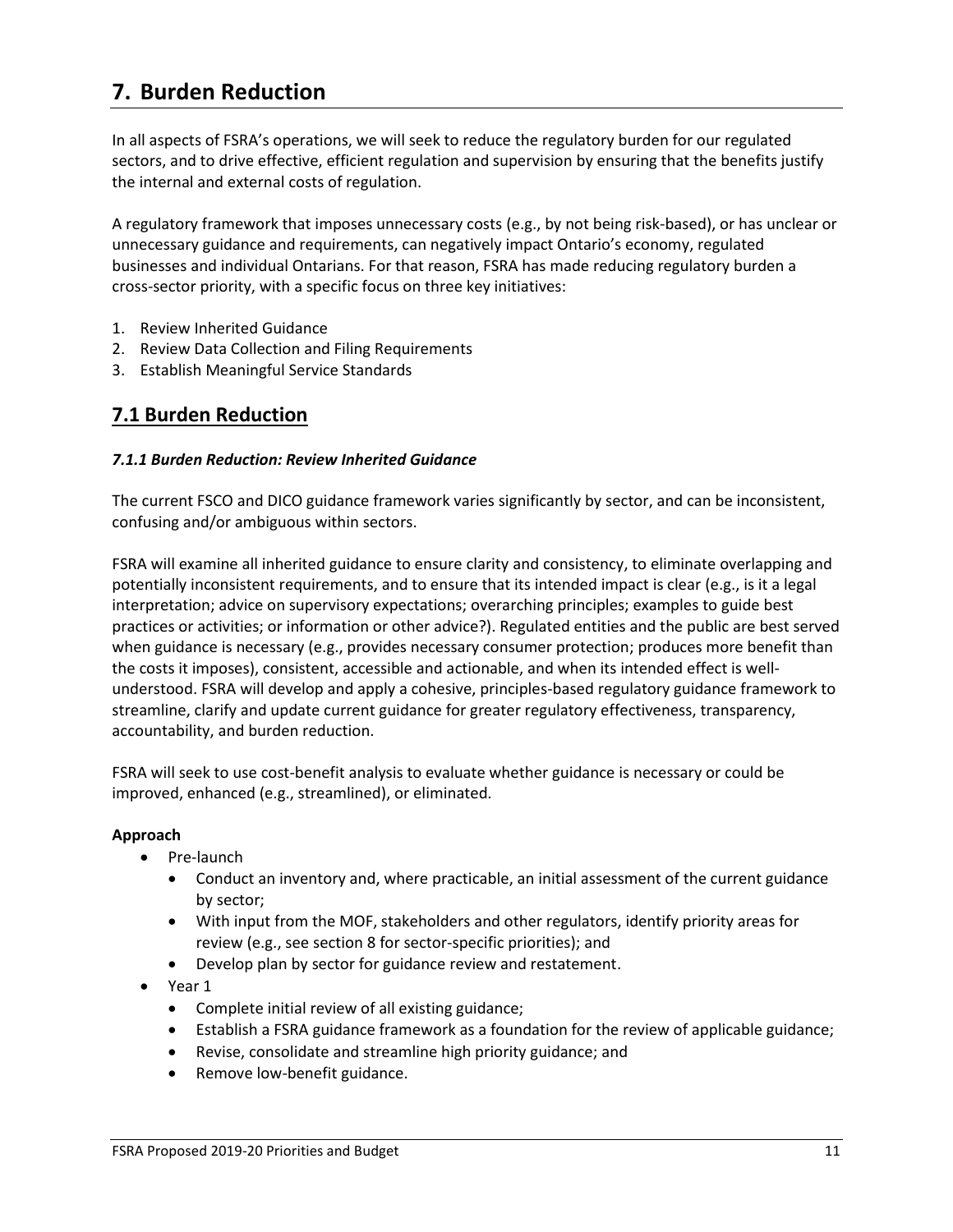# 7. Burden Reduction

In all aspects of FSRA's operations, we will seek to reduce the regulatory burden for our regulated sectors, and to drive effective, efficient regulation and supervision by ensuring that the benefits justify the internal and external costs of regulation.

A regulatory framework that imposes unnecessary costs (e.g., by not being risk-based), or has unclear or unnecessary guidance and requirements, can negatively impact Ontario's economy, regulated businesses and individual Ontarians. For that reason, FSRA has made reducing regulatory burden a cross-sector priority, with a specific focus on three key initiatives:

1. Review Inherited Guidance
2. Review Data Collection and Filing Requirements
3. Establish Meaningful Service Standards

## 7.1 Burden Reduction

### *7.1.1 Burden Reduction: Review Inherited Guidance*

The current FSCO and DICO guidance framework varies significantly by sector, and can be inconsistent, confusing and/or ambiguous within sectors.

FSRA will examine all inherited guidance to ensure clarity and consistency, to eliminate overlapping and potentially inconsistent requirements, and to ensure that its intended impact is clear (e.g., is it a legal interpretation; advice on supervisory expectations; overarching principles; examples to guide best practices or activities; or information or other advice?). Regulated entities and the public are best served when guidance is necessary (e.g., provides necessary consumer protection; produces more benefit than the costs it imposes), consistent, accessible and actionable, and when its intended effect is well-understood. FSRA will develop and apply a cohesive, principles-based regulatory guidance framework to streamline, clarify and update current guidance for greater regulatory effectiveness, transparency, accountability, and burden reduction.

FSRA will seek to use cost-benefit analysis to evaluate whether guidance is necessary or could be improved, enhanced (e.g., streamlined), or eliminated.

**Approach**

- Pre-launch
  - Conduct an inventory and, where practicable, an initial assessment of the current guidance by sector;
  - With input from the MOF, stakeholders and other regulators, identify priority areas for review (e.g., see section 8 for sector-specific priorities); and
  - Develop plan by sector for guidance review and restatement.
- Year 1
  - Complete initial review of all existing guidance;
  - Establish a FSRA guidance framework as a foundation for the review of applicable guidance;
  - Revise, consolidate and streamline high priority guidance; and
  - Remove low-benefit guidance.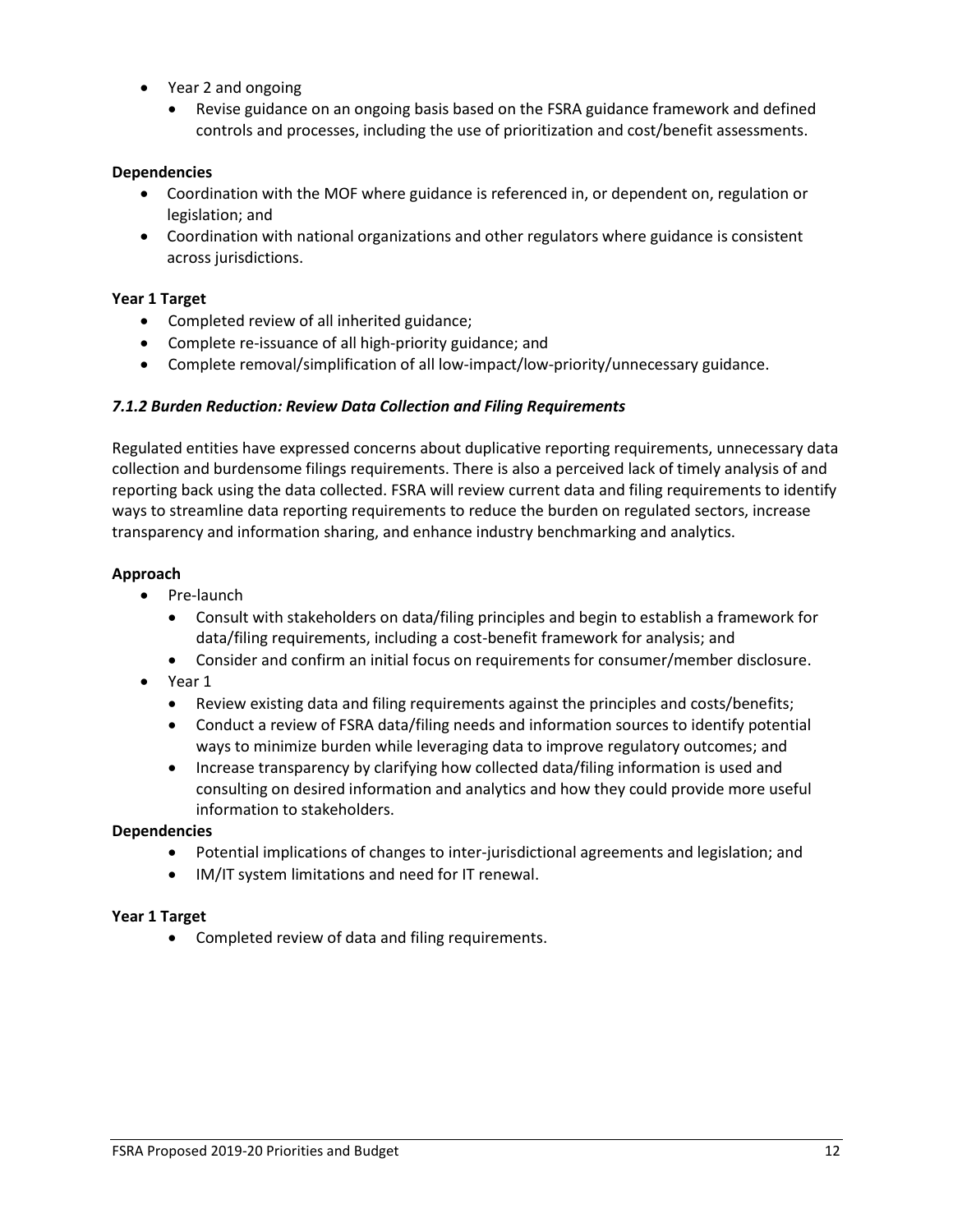- Year 2 and ongoing
  - Revise guidance on an ongoing basis based on the FSRA guidance framework and defined controls and processes, including the use of prioritization and cost/benefit assessments.

**Dependencies**

- Coordination with the MOF where guidance is referenced in, or dependent on, regulation or legislation; and
- Coordination with national organizations and other regulators where guidance is consistent across jurisdictions.

**Year 1 Target**

- Completed review of all inherited guidance;
- Complete re-issuance of all high-priority guidance; and
- Complete removal/simplification of all low-impact/low-priority/unnecessary guidance.

#### *7.1.2 Burden Reduction: Review Data Collection and Filing Requirements*

Regulated entities have expressed concerns about duplicative reporting requirements, unnecessary data collection and burdensome filings requirements. There is also a perceived lack of timely analysis of and reporting back using the data collected. FSRA will review current data and filing requirements to identify ways to streamline data reporting requirements to reduce the burden on regulated sectors, increase transparency and information sharing, and enhance industry benchmarking and analytics.

**Approach**

- Pre-launch
  - Consult with stakeholders on data/filing principles and begin to establish a framework for data/filing requirements, including a cost-benefit framework for analysis; and
  - Consider and confirm an initial focus on requirements for consumer/member disclosure.
- Year 1
  - Review existing data and filing requirements against the principles and costs/benefits;
  - Conduct a review of FSRA data/filing needs and information sources to identify potential ways to minimize burden while leveraging data to improve regulatory outcomes; and
  - Increase transparency by clarifying how collected data/filing information is used and consulting on desired information and analytics and how they could provide more useful information to stakeholders.

**Dependencies**

- Potential implications of changes to inter-jurisdictional agreements and legislation; and
- IM/IT system limitations and need for IT renewal.

**Year 1 Target**

- Completed review of data and filing requirements.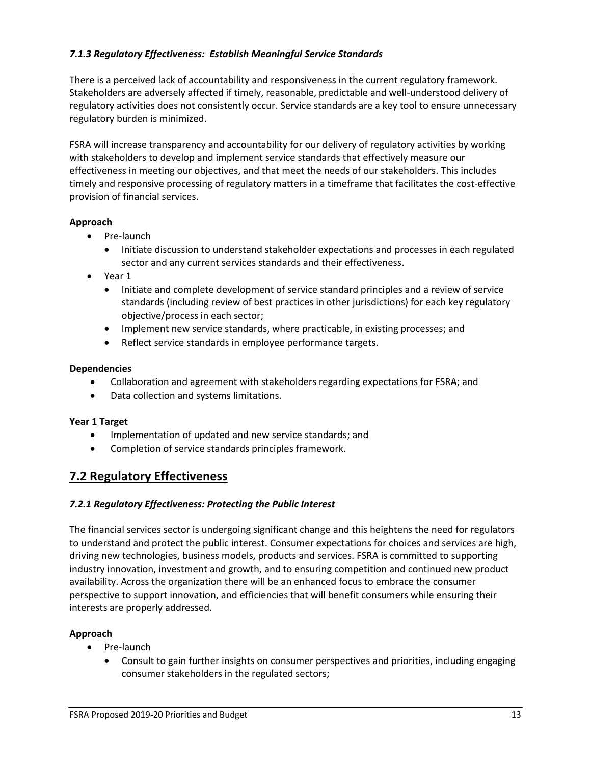#### *7.1.3 Regulatory Effectiveness: Establish Meaningful Service Standards*

There is a perceived lack of accountability and responsiveness in the current regulatory framework. Stakeholders are adversely affected if timely, reasonable, predictable and well-understood delivery of regulatory activities does not consistently occur. Service standards are a key tool to ensure unnecessary regulatory burden is minimized.

FSRA will increase transparency and accountability for our delivery of regulatory activities by working with stakeholders to develop and implement service standards that effectively measure our effectiveness in meeting our objectives, and that meet the needs of our stakeholders. This includes timely and responsive processing of regulatory matters in a timeframe that facilitates the cost-effective provision of financial services.

**Approach**

- Pre-launch
  - Initiate discussion to understand stakeholder expectations and processes in each regulated sector and any current services standards and their effectiveness.
- Year 1
  - Initiate and complete development of service standard principles and a review of service standards (including review of best practices in other jurisdictions) for each key regulatory objective/process in each sector;
  - Implement new service standards, where practicable, in existing processes; and
  - Reflect service standards in employee performance targets.

**Dependencies**

- Collaboration and agreement with stakeholders regarding expectations for FSRA; and
- Data collection and systems limitations.

**Year 1 Target**

- Implementation of updated and new service standards; and
- Completion of service standards principles framework.

## 7.2 Regulatory Effectiveness

#### *7.2.1 Regulatory Effectiveness: Protecting the Public Interest*

The financial services sector is undergoing significant change and this heightens the need for regulators to understand and protect the public interest. Consumer expectations for choices and services are high, driving new technologies, business models, products and services. FSRA is committed to supporting industry innovation, investment and growth, and to ensuring competition and continued new product availability. Across the organization there will be an enhanced focus to embrace the consumer perspective to support innovation, and efficiencies that will benefit consumers while ensuring their interests are properly addressed.

**Approach**

- Pre-launch
  - Consult to gain further insights on consumer perspectives and priorities, including engaging consumer stakeholders in the regulated sectors;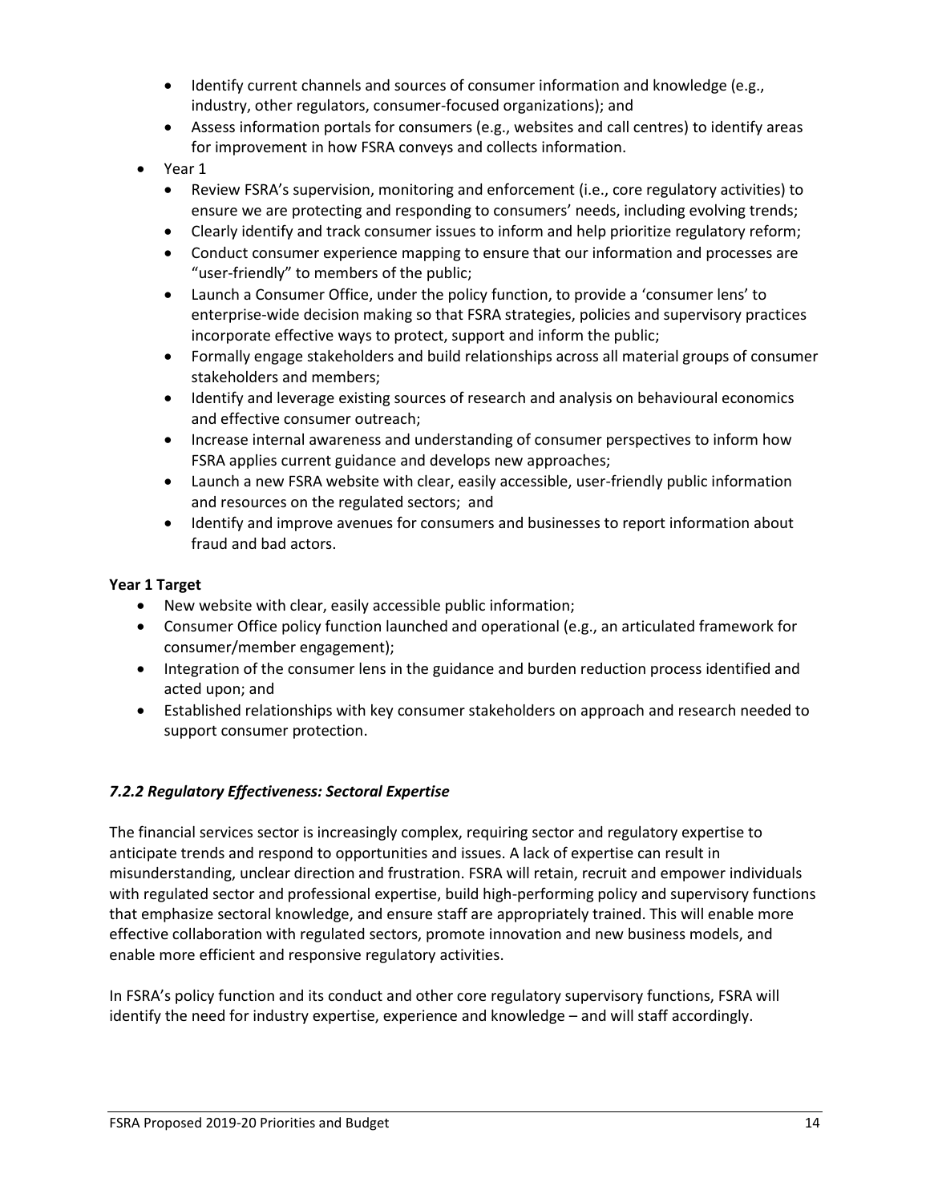- Identify current channels and sources of consumer information and knowledge (e.g., industry, other regulators, consumer-focused organizations); and
  - Assess information portals for consumers (e.g., websites and call centres) to identify areas for improvement in how FSRA conveys and collects information.
- Year 1
  - Review FSRA's supervision, monitoring and enforcement (i.e., core regulatory activities) to ensure we are protecting and responding to consumers' needs, including evolving trends;
  - Clearly identify and track consumer issues to inform and help prioritize regulatory reform;
  - Conduct consumer experience mapping to ensure that our information and processes are "user-friendly" to members of the public;
  - Launch a Consumer Office, under the policy function, to provide a 'consumer lens' to enterprise-wide decision making so that FSRA strategies, policies and supervisory practices incorporate effective ways to protect, support and inform the public;
  - Formally engage stakeholders and build relationships across all material groups of consumer stakeholders and members;
  - Identify and leverage existing sources of research and analysis on behavioural economics and effective consumer outreach;
  - Increase internal awareness and understanding of consumer perspectives to inform how FSRA applies current guidance and develops new approaches;
  - Launch a new FSRA website with clear, easily accessible, user-friendly public information and resources on the regulated sectors; and
  - Identify and improve avenues for consumers and businesses to report information about fraud and bad actors.

**Year 1 Target**

- New website with clear, easily accessible public information;
- Consumer Office policy function launched and operational (e.g., an articulated framework for consumer/member engagement);
- Integration of the consumer lens in the guidance and burden reduction process identified and acted upon; and
- Established relationships with key consumer stakeholders on approach and research needed to support consumer protection.

### *7.2.2 Regulatory Effectiveness: Sectoral Expertise*

The financial services sector is increasingly complex, requiring sector and regulatory expertise to anticipate trends and respond to opportunities and issues. A lack of expertise can result in misunderstanding, unclear direction and frustration. FSRA will retain, recruit and empower individuals with regulated sector and professional expertise, build high-performing policy and supervisory functions that emphasize sectoral knowledge, and ensure staff are appropriately trained. This will enable more effective collaboration with regulated sectors, promote innovation and new business models, and enable more efficient and responsive regulatory activities.

In FSRA's policy function and its conduct and other core regulatory supervisory functions, FSRA will identify the need for industry expertise, experience and knowledge – and will staff accordingly.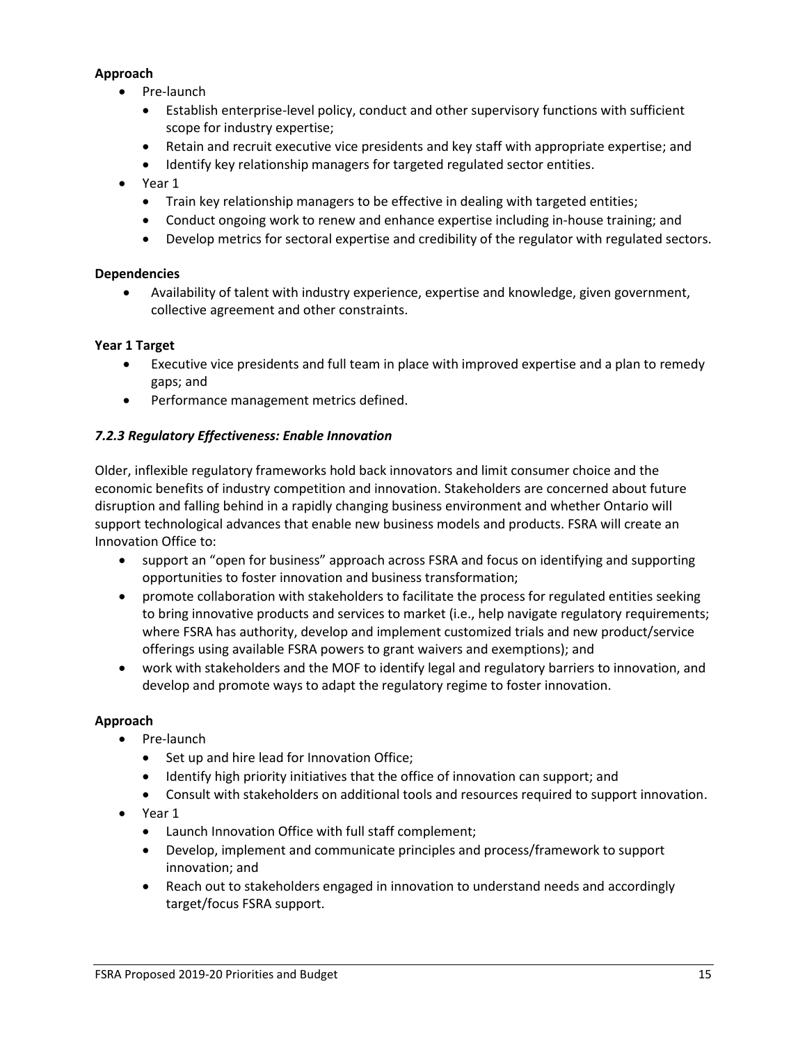**Approach**

- Pre-launch
  - Establish enterprise-level policy, conduct and other supervisory functions with sufficient scope for industry expertise;
  - Retain and recruit executive vice presidents and key staff with appropriate expertise; and
  - Identify key relationship managers for targeted regulated sector entities.
- Year 1
  - Train key relationship managers to be effective in dealing with targeted entities;
  - Conduct ongoing work to renew and enhance expertise including in-house training; and
  - Develop metrics for sectoral expertise and credibility of the regulator with regulated sectors.

**Dependencies**

- Availability of talent with industry experience, expertise and knowledge, given government, collective agreement and other constraints.

**Year 1 Target**

- Executive vice presidents and full team in place with improved expertise and a plan to remedy gaps; and
- Performance management metrics defined.

#### *7.2.3 Regulatory Effectiveness: Enable Innovation*

Older, inflexible regulatory frameworks hold back innovators and limit consumer choice and the economic benefits of industry competition and innovation. Stakeholders are concerned about future disruption and falling behind in a rapidly changing business environment and whether Ontario will support technological advances that enable new business models and products. FSRA will create an Innovation Office to:

- support an "open for business" approach across FSRA and focus on identifying and supporting opportunities to foster innovation and business transformation;
- promote collaboration with stakeholders to facilitate the process for regulated entities seeking to bring innovative products and services to market (i.e., help navigate regulatory requirements; where FSRA has authority, develop and implement customized trials and new product/service offerings using available FSRA powers to grant waivers and exemptions); and
- work with stakeholders and the MOF to identify legal and regulatory barriers to innovation, and develop and promote ways to adapt the regulatory regime to foster innovation.

**Approach**

- Pre-launch
  - Set up and hire lead for Innovation Office;
  - Identify high priority initiatives that the office of innovation can support; and
  - Consult with stakeholders on additional tools and resources required to support innovation.
- Year 1
  - Launch Innovation Office with full staff complement;
  - Develop, implement and communicate principles and process/framework to support innovation; and
  - Reach out to stakeholders engaged in innovation to understand needs and accordingly target/focus FSRA support.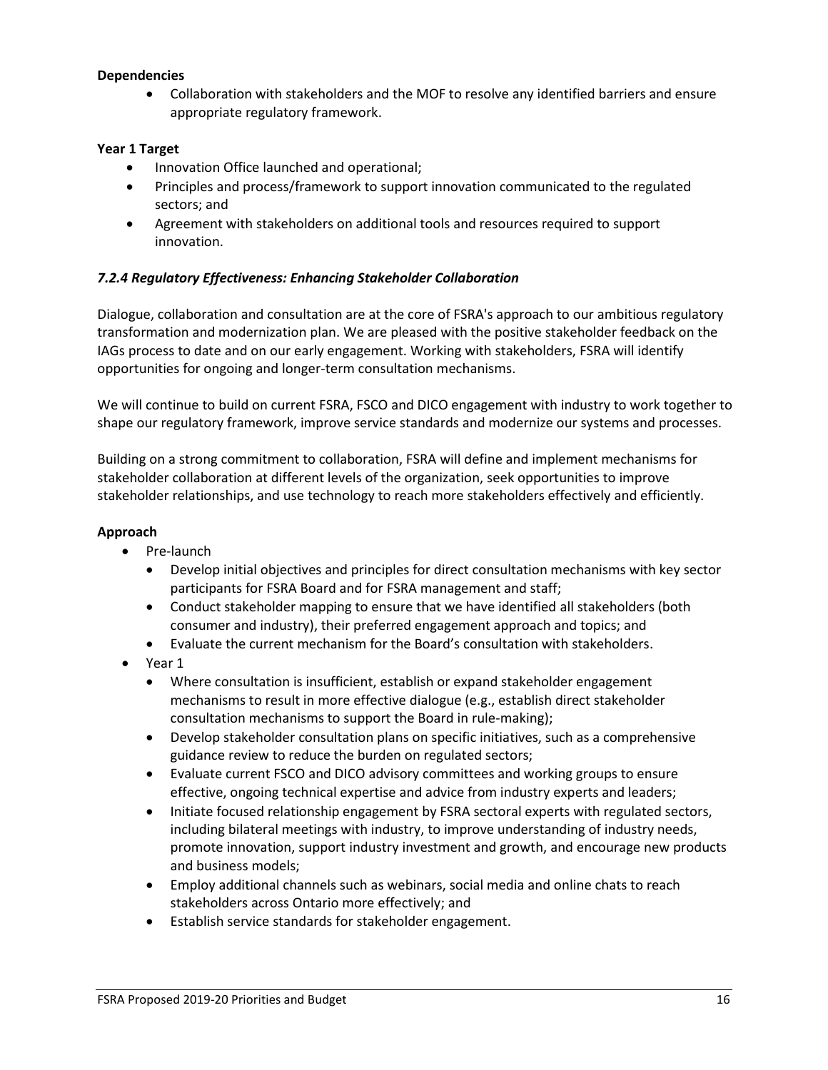**Dependencies**

- Collaboration with stakeholders and the MOF to resolve any identified barriers and ensure appropriate regulatory framework.

**Year 1 Target**

- Innovation Office launched and operational;
- Principles and process/framework to support innovation communicated to the regulated sectors; and
- Agreement with stakeholders on additional tools and resources required to support innovation.

### *7.2.4 Regulatory Effectiveness: Enhancing Stakeholder Collaboration*

Dialogue, collaboration and consultation are at the core of FSRA's approach to our ambitious regulatory transformation and modernization plan. We are pleased with the positive stakeholder feedback on the IAGs process to date and on our early engagement. Working with stakeholders, FSRA will identify opportunities for ongoing and longer-term consultation mechanisms.

We will continue to build on current FSRA, FSCO and DICO engagement with industry to work together to shape our regulatory framework, improve service standards and modernize our systems and processes.

Building on a strong commitment to collaboration, FSRA will define and implement mechanisms for stakeholder collaboration at different levels of the organization, seek opportunities to improve stakeholder relationships, and use technology to reach more stakeholders effectively and efficiently.

**Approach**

- Pre-launch
  - Develop initial objectives and principles for direct consultation mechanisms with key sector participants for FSRA Board and for FSRA management and staff;
  - Conduct stakeholder mapping to ensure that we have identified all stakeholders (both consumer and industry), their preferred engagement approach and topics; and
  - Evaluate the current mechanism for the Board's consultation with stakeholders.
- Year 1
  - Where consultation is insufficient, establish or expand stakeholder engagement mechanisms to result in more effective dialogue (e.g., establish direct stakeholder consultation mechanisms to support the Board in rule-making);
  - Develop stakeholder consultation plans on specific initiatives, such as a comprehensive guidance review to reduce the burden on regulated sectors;
  - Evaluate current FSCO and DICO advisory committees and working groups to ensure effective, ongoing technical expertise and advice from industry experts and leaders;
  - Initiate focused relationship engagement by FSRA sectoral experts with regulated sectors, including bilateral meetings with industry, to improve understanding of industry needs, promote innovation, support industry investment and growth, and encourage new products and business models;
  - Employ additional channels such as webinars, social media and online chats to reach stakeholders across Ontario more effectively; and
  - Establish service standards for stakeholder engagement.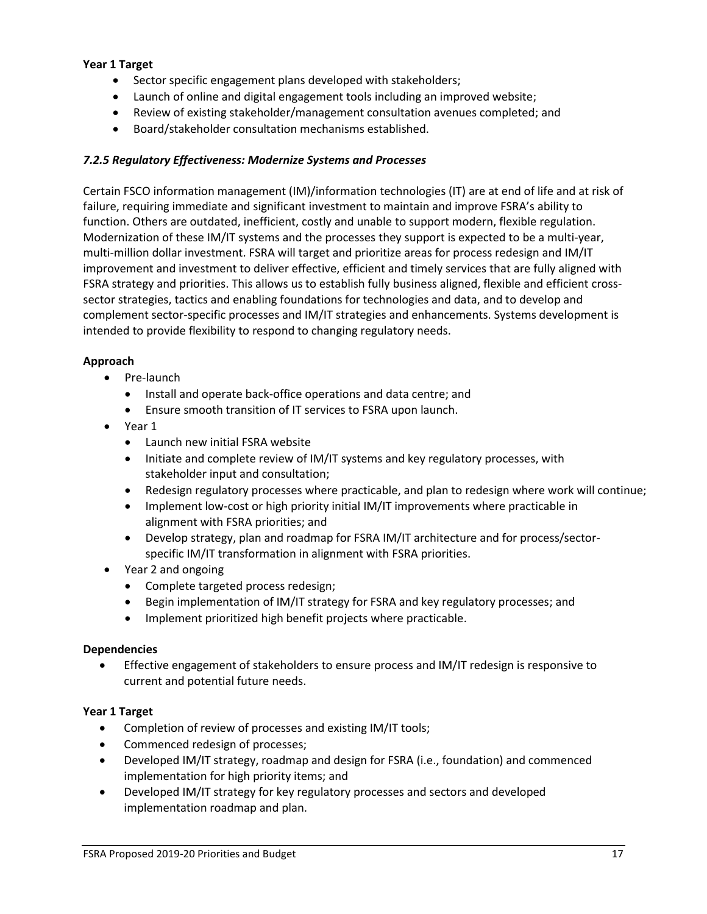**Year 1 Target**

- Sector specific engagement plans developed with stakeholders;
- Launch of online and digital engagement tools including an improved website;
- Review of existing stakeholder/management consultation avenues completed; and
- Board/stakeholder consultation mechanisms established.

### *7.2.5 Regulatory Effectiveness: Modernize Systems and Processes*

Certain FSCO information management (IM)/information technologies (IT) are at end of life and at risk of failure, requiring immediate and significant investment to maintain and improve FSRA's ability to function. Others are outdated, inefficient, costly and unable to support modern, flexible regulation. Modernization of these IM/IT systems and the processes they support is expected to be a multi-year, multi-million dollar investment. FSRA will target and prioritize areas for process redesign and IM/IT improvement and investment to deliver effective, efficient and timely services that are fully aligned with FSRA strategy and priorities. This allows us to establish fully business aligned, flexible and efficient cross-sector strategies, tactics and enabling foundations for technologies and data, and to develop and complement sector-specific processes and IM/IT strategies and enhancements. Systems development is intended to provide flexibility to respond to changing regulatory needs.

**Approach**

- Pre-launch
  - Install and operate back-office operations and data centre; and
  - Ensure smooth transition of IT services to FSRA upon launch.
- Year 1
  - Launch new initial FSRA website
  - Initiate and complete review of IM/IT systems and key regulatory processes, with stakeholder input and consultation;
  - Redesign regulatory processes where practicable, and plan to redesign where work will continue;
  - Implement low-cost or high priority initial IM/IT improvements where practicable in alignment with FSRA priorities; and
  - Develop strategy, plan and roadmap for FSRA IM/IT architecture and for process/sector-specific IM/IT transformation in alignment with FSRA priorities.
- Year 2 and ongoing
  - Complete targeted process redesign;
  - Begin implementation of IM/IT strategy for FSRA and key regulatory processes; and
  - Implement prioritized high benefit projects where practicable.

**Dependencies**

- Effective engagement of stakeholders to ensure process and IM/IT redesign is responsive to current and potential future needs.

**Year 1 Target**

- Completion of review of processes and existing IM/IT tools;
- Commenced redesign of processes;
- Developed IM/IT strategy, roadmap and design for FSRA (i.e., foundation) and commenced implementation for high priority items; and
- Developed IM/IT strategy for key regulatory processes and sectors and developed implementation roadmap and plan.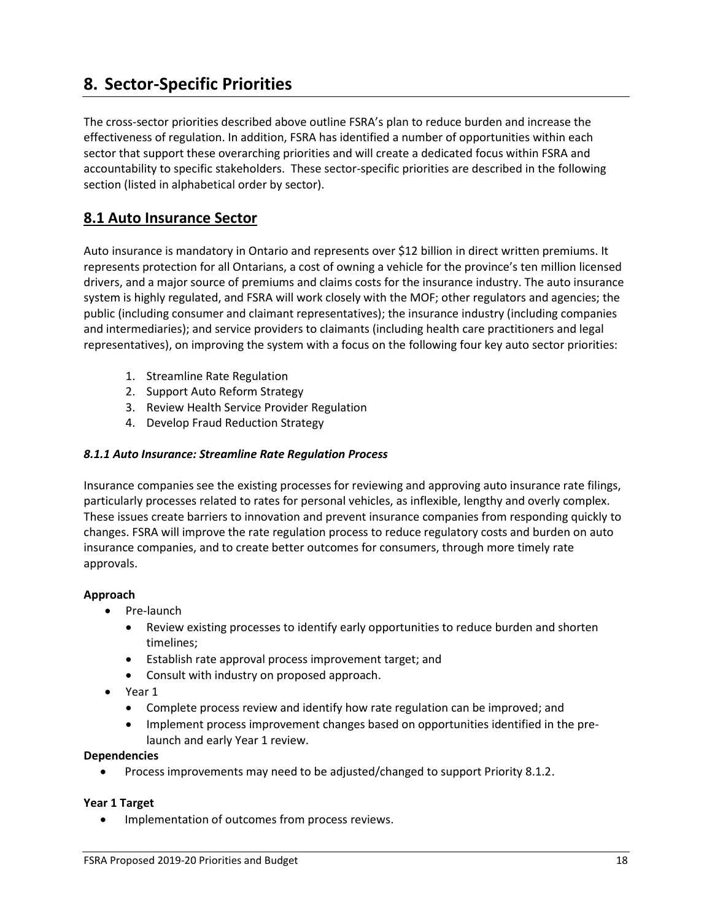# 8. Sector-Specific Priorities

The cross-sector priorities described above outline FSRA's plan to reduce burden and increase the effectiveness of regulation. In addition, FSRA has identified a number of opportunities within each sector that support these overarching priorities and will create a dedicated focus within FSRA and accountability to specific stakeholders. These sector-specific priorities are described in the following section (listed in alphabetical order by sector).

## 8.1 Auto Insurance Sector

Auto insurance is mandatory in Ontario and represents over $12 billion in direct written premiums. It represents protection for all Ontarians, a cost of owning a vehicle for the province's ten million licensed drivers, and a major source of premiums and claims costs for the insurance industry. The auto insurance system is highly regulated, and FSRA will work closely with the MOF; other regulators and agencies; the public (including consumer and claimant representatives); the insurance industry (including companies and intermediaries); and service providers to claimants (including health care practitioners and legal representatives), on improving the system with a focus on the following four key auto sector priorities:

1. Streamline Rate Regulation
2. Support Auto Reform Strategy
3. Review Health Service Provider Regulation
4. Develop Fraud Reduction Strategy

### *8.1.1 Auto Insurance: Streamline Rate Regulation Process*

Insurance companies see the existing processes for reviewing and approving auto insurance rate filings, particularly processes related to rates for personal vehicles, as inflexible, lengthy and overly complex. These issues create barriers to innovation and prevent insurance companies from responding quickly to changes. FSRA will improve the rate regulation process to reduce regulatory costs and burden on auto insurance companies, and to create better outcomes for consumers, through more timely rate approvals.

**Approach**

- Pre-launch
  - Review existing processes to identify early opportunities to reduce burden and shorten timelines;
  - Establish rate approval process improvement target; and
  - Consult with industry on proposed approach.
- Year 1
  - Complete process review and identify how rate regulation can be improved; and
  - Implement process improvement changes based on opportunities identified in the pre-launch and early Year 1 review.

**Dependencies**

- Process improvements may need to be adjusted/changed to support Priority 8.1.2.

**Year 1 Target**

- Implementation of outcomes from process reviews.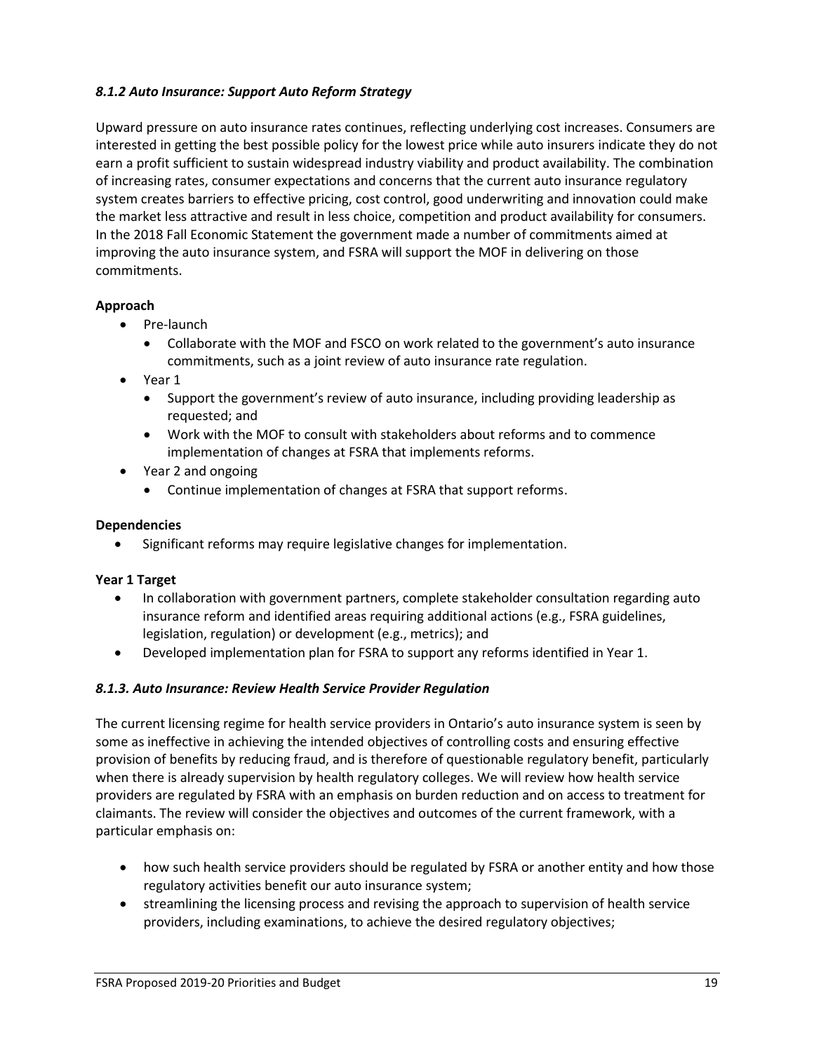### *8.1.2 Auto Insurance: Support Auto Reform Strategy*

Upward pressure on auto insurance rates continues, reflecting underlying cost increases. Consumers are interested in getting the best possible policy for the lowest price while auto insurers indicate they do not earn a profit sufficient to sustain widespread industry viability and product availability. The combination of increasing rates, consumer expectations and concerns that the current auto insurance regulatory system creates barriers to effective pricing, cost control, good underwriting and innovation could make the market less attractive and result in less choice, competition and product availability for consumers. In the 2018 Fall Economic Statement the government made a number of commitments aimed at improving the auto insurance system, and FSRA will support the MOF in delivering on those commitments.

**Approach**

- Pre-launch
  - Collaborate with the MOF and FSCO on work related to the government's auto insurance commitments, such as a joint review of auto insurance rate regulation.
- Year 1
  - Support the government's review of auto insurance, including providing leadership as requested; and
  - Work with the MOF to consult with stakeholders about reforms and to commence implementation of changes at FSRA that implements reforms.
- Year 2 and ongoing
  - Continue implementation of changes at FSRA that support reforms.

**Dependencies**

- Significant reforms may require legislative changes for implementation.

**Year 1 Target**

- In collaboration with government partners, complete stakeholder consultation regarding auto insurance reform and identified areas requiring additional actions (e.g., FSRA guidelines, legislation, regulation) or development (e.g., metrics); and
- Developed implementation plan for FSRA to support any reforms identified in Year 1.

### *8.1.3. Auto Insurance: Review Health Service Provider Regulation*

The current licensing regime for health service providers in Ontario's auto insurance system is seen by some as ineffective in achieving the intended objectives of controlling costs and ensuring effective provision of benefits by reducing fraud, and is therefore of questionable regulatory benefit, particularly when there is already supervision by health regulatory colleges. We will review how health service providers are regulated by FSRA with an emphasis on burden reduction and on access to treatment for claimants. The review will consider the objectives and outcomes of the current framework, with a particular emphasis on:

- how such health service providers should be regulated by FSRA or another entity and how those regulatory activities benefit our auto insurance system;
- streamlining the licensing process and revising the approach to supervision of health service providers, including examinations, to achieve the desired regulatory objectives;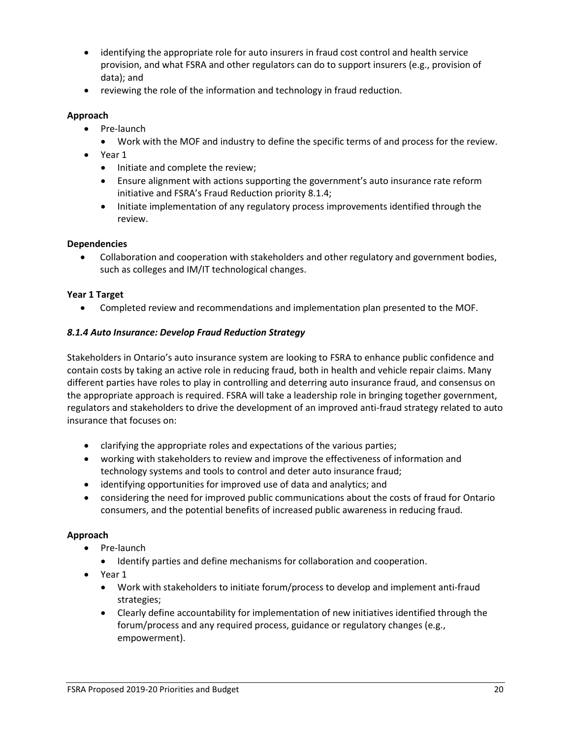- identifying the appropriate role for auto insurers in fraud cost control and health service provision, and what FSRA and other regulators can do to support insurers (e.g., provision of data); and
- reviewing the role of the information and technology in fraud reduction.

**Approach**

- Pre-launch
  - Work with the MOF and industry to define the specific terms of and process for the review.
- Year 1
  - Initiate and complete the review;
  - Ensure alignment with actions supporting the government's auto insurance rate reform initiative and FSRA's Fraud Reduction priority 8.1.4;
  - Initiate implementation of any regulatory process improvements identified through the review.

**Dependencies**

- Collaboration and cooperation with stakeholders and other regulatory and government bodies, such as colleges and IM/IT technological changes.

**Year 1 Target**

- Completed review and recommendations and implementation plan presented to the MOF.

### *8.1.4 Auto Insurance: Develop Fraud Reduction Strategy*

Stakeholders in Ontario's auto insurance system are looking to FSRA to enhance public confidence and contain costs by taking an active role in reducing fraud, both in health and vehicle repair claims. Many different parties have roles to play in controlling and deterring auto insurance fraud, and consensus on the appropriate approach is required. FSRA will take a leadership role in bringing together government, regulators and stakeholders to drive the development of an improved anti-fraud strategy related to auto insurance that focuses on:

- clarifying the appropriate roles and expectations of the various parties;
- working with stakeholders to review and improve the effectiveness of information and technology systems and tools to control and deter auto insurance fraud;
- identifying opportunities for improved use of data and analytics; and
- considering the need for improved public communications about the costs of fraud for Ontario consumers, and the potential benefits of increased public awareness in reducing fraud.

**Approach**

- Pre-launch
  - Identify parties and define mechanisms for collaboration and cooperation.
- Year 1
  - Work with stakeholders to initiate forum/process to develop and implement anti-fraud strategies;
  - Clearly define accountability for implementation of new initiatives identified through the forum/process and any required process, guidance or regulatory changes (e.g., empowerment).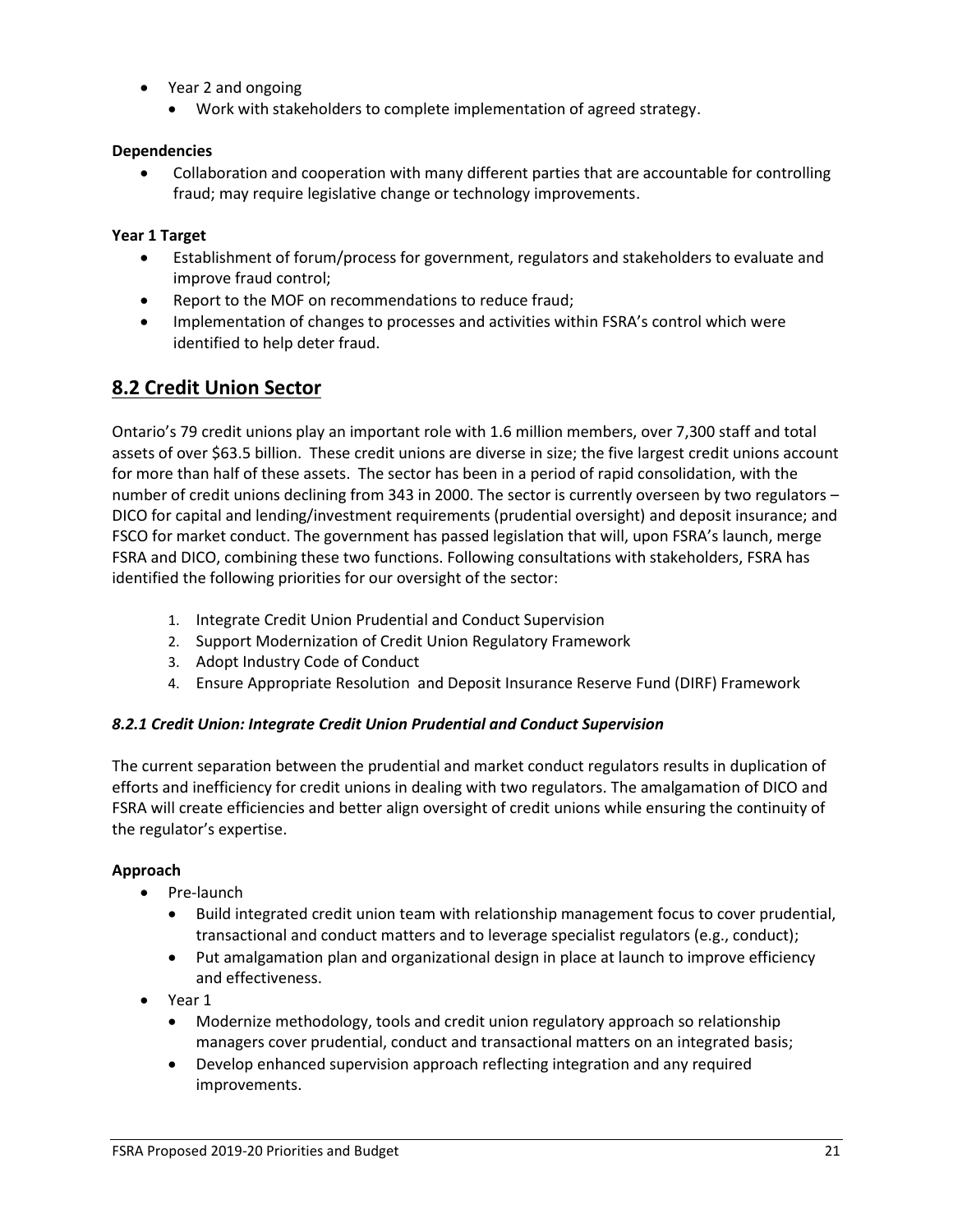- Year 2 and ongoing
  - Work with stakeholders to complete implementation of agreed strategy.

**Dependencies**

- Collaboration and cooperation with many different parties that are accountable for controlling fraud; may require legislative change or technology improvements.

**Year 1 Target**

- Establishment of forum/process for government, regulators and stakeholders to evaluate and improve fraud control;
- Report to the MOF on recommendations to reduce fraud;
- Implementation of changes to processes and activities within FSRA's control which were identified to help deter fraud.

## 8.2 Credit Union Sector

Ontario's 79 credit unions play an important role with 1.6 million members, over 7,300 staff and total assets of over $63.5 billion. These credit unions are diverse in size; the five largest credit unions account for more than half of these assets. The sector has been in a period of rapid consolidation, with the number of credit unions declining from 343 in 2000. The sector is currently overseen by two regulators – DICO for capital and lending/investment requirements (prudential oversight) and deposit insurance; and FSCO for market conduct. The government has passed legislation that will, upon FSRA's launch, merge FSRA and DICO, combining these two functions. Following consultations with stakeholders, FSRA has identified the following priorities for our oversight of the sector:

1. Integrate Credit Union Prudential and Conduct Supervision
2. Support Modernization of Credit Union Regulatory Framework
3. Adopt Industry Code of Conduct
4. Ensure Appropriate Resolution and Deposit Insurance Reserve Fund (DIRF) Framework

### *8.2.1 Credit Union: Integrate Credit Union Prudential and Conduct Supervision*

The current separation between the prudential and market conduct regulators results in duplication of efforts and inefficiency for credit unions in dealing with two regulators. The amalgamation of DICO and FSRA will create efficiencies and better align oversight of credit unions while ensuring the continuity of the regulator's expertise.

**Approach**

- Pre-launch
  - Build integrated credit union team with relationship management focus to cover prudential, transactional and conduct matters and to leverage specialist regulators (e.g., conduct);
  - Put amalgamation plan and organizational design in place at launch to improve efficiency and effectiveness.
- Year 1
  - Modernize methodology, tools and credit union regulatory approach so relationship managers cover prudential, conduct and transactional matters on an integrated basis;
  - Develop enhanced supervision approach reflecting integration and any required improvements.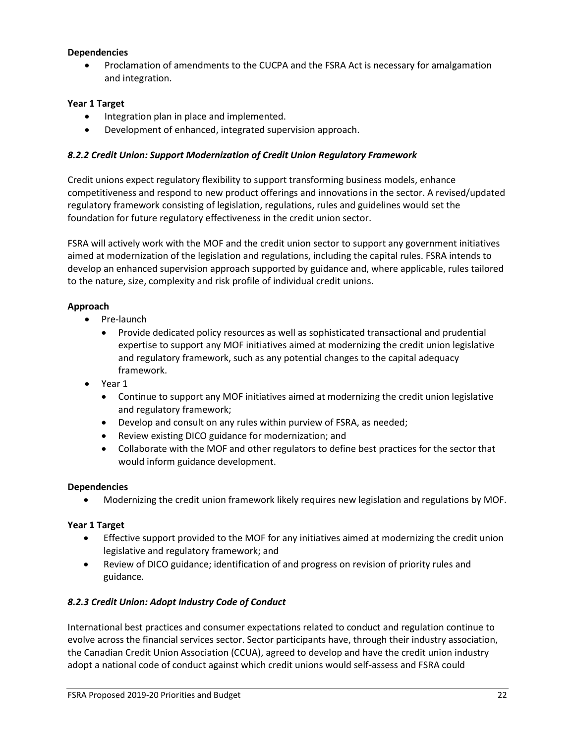**Dependencies**

- Proclamation of amendments to the CUCPA and the FSRA Act is necessary for amalgamation and integration.

**Year 1 Target**

- Integration plan in place and implemented.
- Development of enhanced, integrated supervision approach.

### *8.2.2 Credit Union: Support Modernization of Credit Union Regulatory Framework*

Credit unions expect regulatory flexibility to support transforming business models, enhance competitiveness and respond to new product offerings and innovations in the sector. A revised/updated regulatory framework consisting of legislation, regulations, rules and guidelines would set the foundation for future regulatory effectiveness in the credit union sector.

FSRA will actively work with the MOF and the credit union sector to support any government initiatives aimed at modernization of the legislation and regulations, including the capital rules. FSRA intends to develop an enhanced supervision approach supported by guidance and, where applicable, rules tailored to the nature, size, complexity and risk profile of individual credit unions.

**Approach**

- Pre-launch
  - Provide dedicated policy resources as well as sophisticated transactional and prudential expertise to support any MOF initiatives aimed at modernizing the credit union legislative and regulatory framework, such as any potential changes to the capital adequacy framework.
- Year 1
  - Continue to support any MOF initiatives aimed at modernizing the credit union legislative and regulatory framework;
  - Develop and consult on any rules within purview of FSRA, as needed;
  - Review existing DICO guidance for modernization; and
  - Collaborate with the MOF and other regulators to define best practices for the sector that would inform guidance development.

**Dependencies**

- Modernizing the credit union framework likely requires new legislation and regulations by MOF.

**Year 1 Target**

- Effective support provided to the MOF for any initiatives aimed at modernizing the credit union legislative and regulatory framework; and
- Review of DICO guidance; identification of and progress on revision of priority rules and guidance.

### *8.2.3 Credit Union: Adopt Industry Code of Conduct*

International best practices and consumer expectations related to conduct and regulation continue to evolve across the financial services sector. Sector participants have, through their industry association, the Canadian Credit Union Association (CCUA), agreed to develop and have the credit union industry adopt a national code of conduct against which credit unions would self-assess and FSRA could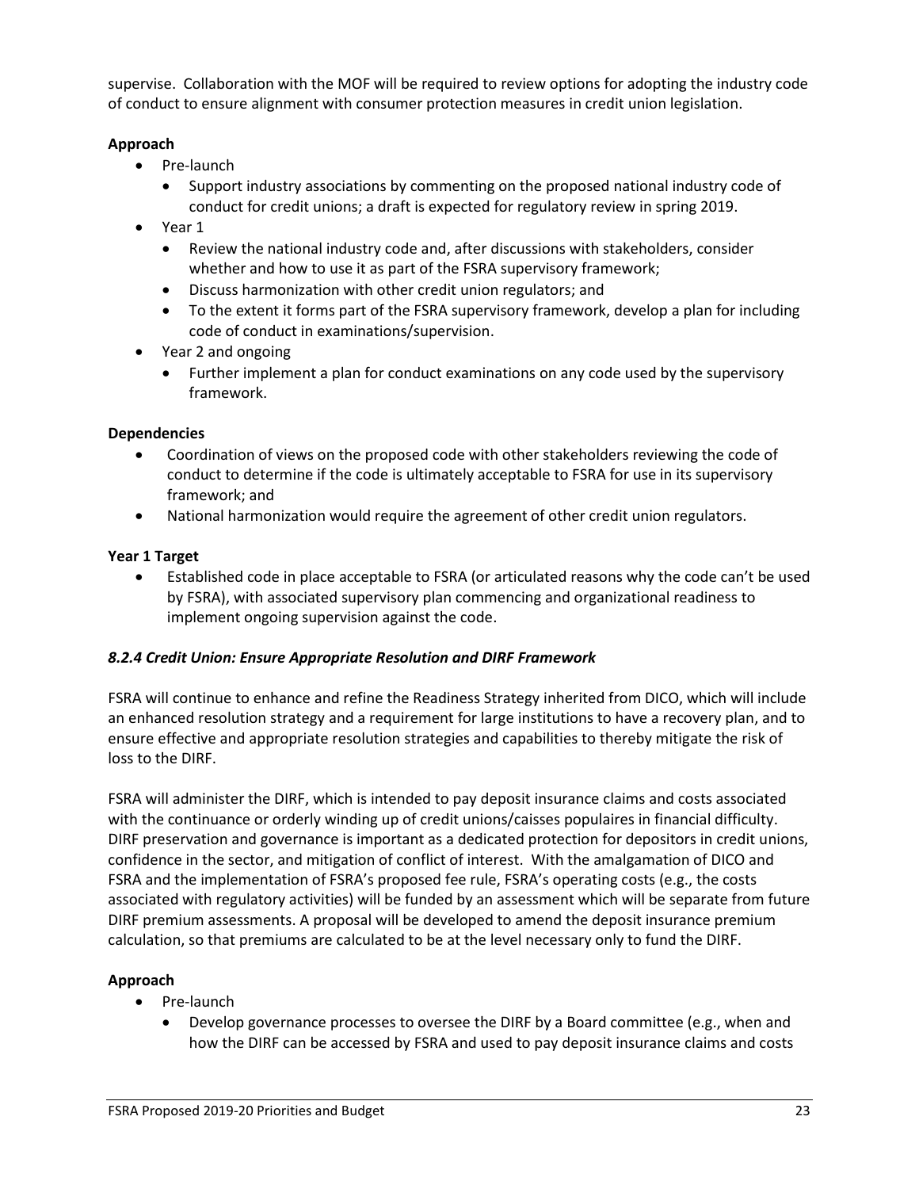supervise. Collaboration with the MOF will be required to review options for adopting the industry code of conduct to ensure alignment with consumer protection measures in credit union legislation.

**Approach**

- Pre-launch
  - Support industry associations by commenting on the proposed national industry code of conduct for credit unions; a draft is expected for regulatory review in spring 2019.
- Year 1
  - Review the national industry code and, after discussions with stakeholders, consider whether and how to use it as part of the FSRA supervisory framework;
  - Discuss harmonization with other credit union regulators; and
  - To the extent it forms part of the FSRA supervisory framework, develop a plan for including code of conduct in examinations/supervision.
- Year 2 and ongoing
  - Further implement a plan for conduct examinations on any code used by the supervisory framework.

**Dependencies**

- Coordination of views on the proposed code with other stakeholders reviewing the code of conduct to determine if the code is ultimately acceptable to FSRA for use in its supervisory framework; and
- National harmonization would require the agreement of other credit union regulators.

**Year 1 Target**

- Established code in place acceptable to FSRA (or articulated reasons why the code can't be used by FSRA), with associated supervisory plan commencing and organizational readiness to implement ongoing supervision against the code.

### *8.2.4 Credit Union: Ensure Appropriate Resolution and DIRF Framework*

FSRA will continue to enhance and refine the Readiness Strategy inherited from DICO, which will include an enhanced resolution strategy and a requirement for large institutions to have a recovery plan, and to ensure effective and appropriate resolution strategies and capabilities to thereby mitigate the risk of loss to the DIRF.

FSRA will administer the DIRF, which is intended to pay deposit insurance claims and costs associated with the continuance or orderly winding up of credit unions/caisses populaires in financial difficulty. DIRF preservation and governance is important as a dedicated protection for depositors in credit unions, confidence in the sector, and mitigation of conflict of interest. With the amalgamation of DICO and FSRA and the implementation of FSRA's proposed fee rule, FSRA's operating costs (e.g., the costs associated with regulatory activities) will be funded by an assessment which will be separate from future DIRF premium assessments. A proposal will be developed to amend the deposit insurance premium calculation, so that premiums are calculated to be at the level necessary only to fund the DIRF.

**Approach**

- Pre-launch
  - Develop governance processes to oversee the DIRF by a Board committee (e.g., when and how the DIRF can be accessed by FSRA and used to pay deposit insurance claims and costs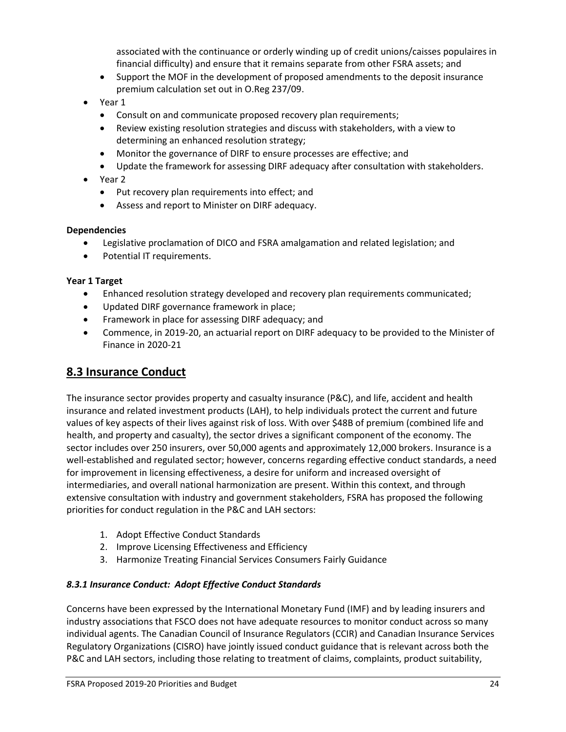associated with the continuance or orderly winding up of credit unions/caisses populaires in financial difficulty) and ensure that it remains separate from other FSRA assets; and
  - Support the MOF in the development of proposed amendments to the deposit insurance premium calculation set out in O.Reg 237/09.
- Year 1
  - Consult on and communicate proposed recovery plan requirements;
  - Review existing resolution strategies and discuss with stakeholders, with a view to determining an enhanced resolution strategy;
  - Monitor the governance of DIRF to ensure processes are effective; and
  - Update the framework for assessing DIRF adequacy after consultation with stakeholders.
- Year 2
  - Put recovery plan requirements into effect; and
  - Assess and report to Minister on DIRF adequacy.

**Dependencies**

- Legislative proclamation of DICO and FSRA amalgamation and related legislation; and
- Potential IT requirements.

**Year 1 Target**

- Enhanced resolution strategy developed and recovery plan requirements communicated;
- Updated DIRF governance framework in place;
- Framework in place for assessing DIRF adequacy; and
- Commence, in 2019-20, an actuarial report on DIRF adequacy to be provided to the Minister of Finance in 2020-21

## 8.3 Insurance Conduct

The insurance sector provides property and casualty insurance (P&C), and life, accident and health insurance and related investment products (LAH), to help individuals protect the current and future values of key aspects of their lives against risk of loss. With over $48B of premium (combined life and health, and property and casualty), the sector drives a significant component of the economy. The sector includes over 250 insurers, over 50,000 agents and approximately 12,000 brokers. Insurance is a well-established and regulated sector; however, concerns regarding effective conduct standards, a need for improvement in licensing effectiveness, a desire for uniform and increased oversight of intermediaries, and overall national harmonization are present. Within this context, and through extensive consultation with industry and government stakeholders, FSRA has proposed the following priorities for conduct regulation in the P&C and LAH sectors:

1. Adopt Effective Conduct Standards
2. Improve Licensing Effectiveness and Efficiency
3. Harmonize Treating Financial Services Consumers Fairly Guidance

### *8.3.1 Insurance Conduct: Adopt Effective Conduct Standards*

Concerns have been expressed by the International Monetary Fund (IMF) and by leading insurers and industry associations that FSCO does not have adequate resources to monitor conduct across so many individual agents. The Canadian Council of Insurance Regulators (CCIR) and Canadian Insurance Services Regulatory Organizations (CISRO) have jointly issued conduct guidance that is relevant across both the P&C and LAH sectors, including those relating to treatment of claims, complaints, product suitability,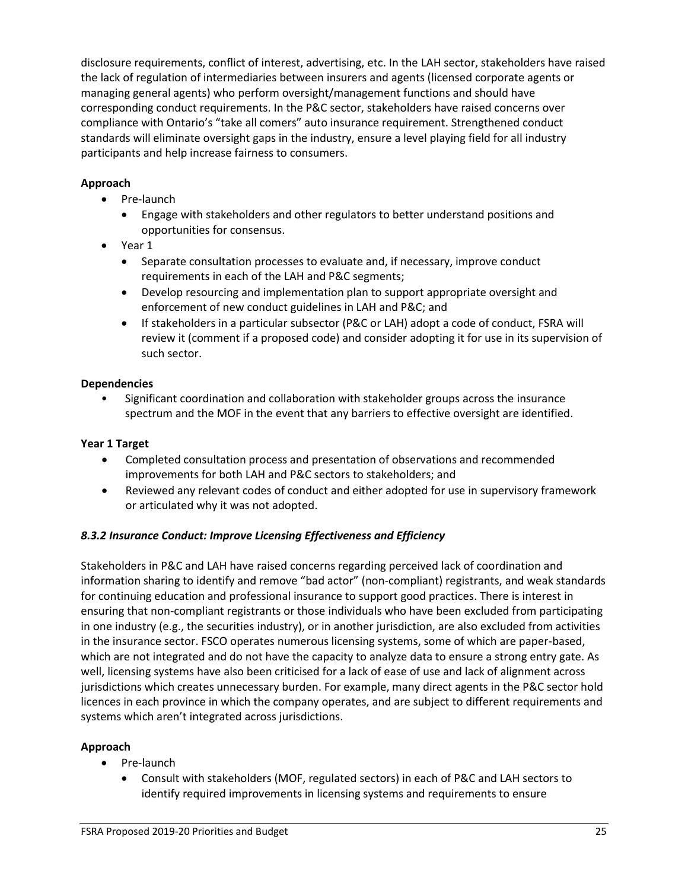disclosure requirements, conflict of interest, advertising, etc. In the LAH sector, stakeholders have raised the lack of regulation of intermediaries between insurers and agents (licensed corporate agents or managing general agents) who perform oversight/management functions and should have corresponding conduct requirements. In the P&C sector, stakeholders have raised concerns over compliance with Ontario's "take all comers" auto insurance requirement. Strengthened conduct standards will eliminate oversight gaps in the industry, ensure a level playing field for all industry participants and help increase fairness to consumers.

**Approach**

- Pre-launch
  - Engage with stakeholders and other regulators to better understand positions and opportunities for consensus.
- Year 1
  - Separate consultation processes to evaluate and, if necessary, improve conduct requirements in each of the LAH and P&C segments;
  - Develop resourcing and implementation plan to support appropriate oversight and enforcement of new conduct guidelines in LAH and P&C; and
  - If stakeholders in a particular subsector (P&C or LAH) adopt a code of conduct, FSRA will review it (comment if a proposed code) and consider adopting it for use in its supervision of such sector.

**Dependencies**

- Significant coordination and collaboration with stakeholder groups across the insurance spectrum and the MOF in the event that any barriers to effective oversight are identified.

**Year 1 Target**

- Completed consultation process and presentation of observations and recommended improvements for both LAH and P&C sectors to stakeholders; and
- Reviewed any relevant codes of conduct and either adopted for use in supervisory framework or articulated why it was not adopted.

#### *8.3.2 Insurance Conduct: Improve Licensing Effectiveness and Efficiency*

Stakeholders in P&C and LAH have raised concerns regarding perceived lack of coordination and information sharing to identify and remove "bad actor" (non-compliant) registrants, and weak standards for continuing education and professional insurance to support good practices. There is interest in ensuring that non-compliant registrants or those individuals who have been excluded from participating in one industry (e.g., the securities industry), or in another jurisdiction, are also excluded from activities in the insurance sector. FSCO operates numerous licensing systems, some of which are paper-based, which are not integrated and do not have the capacity to analyze data to ensure a strong entry gate. As well, licensing systems have also been criticised for a lack of ease of use and lack of alignment across jurisdictions which creates unnecessary burden. For example, many direct agents in the P&C sector hold licences in each province in which the company operates, and are subject to different requirements and systems which aren't integrated across jurisdictions.

**Approach**

- Pre-launch
  - Consult with stakeholders (MOF, regulated sectors) in each of P&C and LAH sectors to identify required improvements in licensing systems and requirements to ensure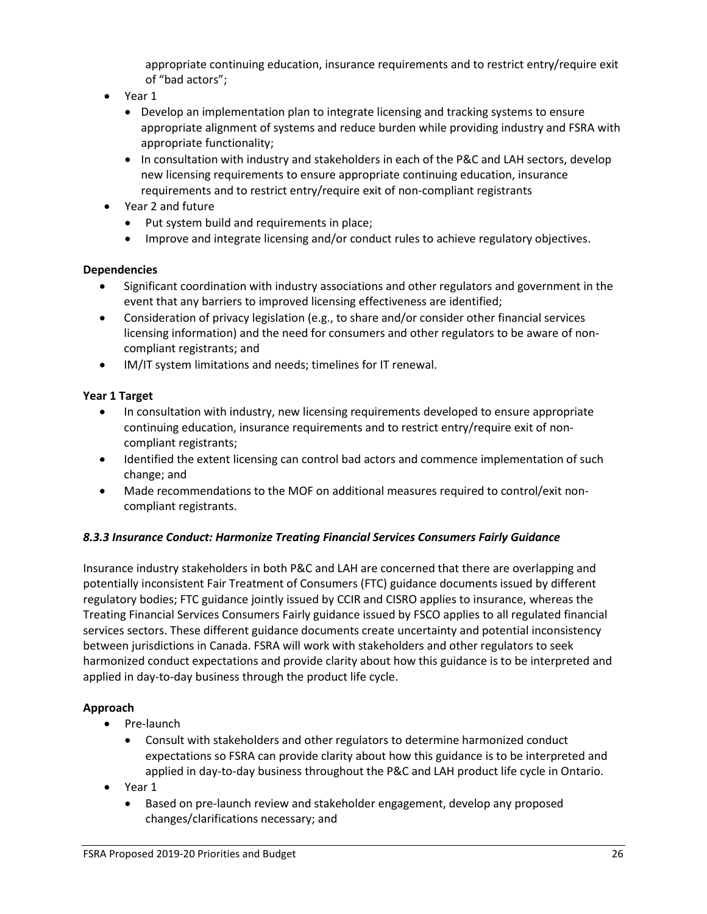appropriate continuing education, insurance requirements and to restrict entry/require exit of "bad actors";

- Year 1
  - Develop an implementation plan to integrate licensing and tracking systems to ensure appropriate alignment of systems and reduce burden while providing industry and FSRA with appropriate functionality;
  - In consultation with industry and stakeholders in each of the P&C and LAH sectors, develop new licensing requirements to ensure appropriate continuing education, insurance requirements and to restrict entry/require exit of non-compliant registrants
- Year 2 and future
  - Put system build and requirements in place;
  - Improve and integrate licensing and/or conduct rules to achieve regulatory objectives.

**Dependencies**

- Significant coordination with industry associations and other regulators and government in the event that any barriers to improved licensing effectiveness are identified;
- Consideration of privacy legislation (e.g., to share and/or consider other financial services licensing information) and the need for consumers and other regulators to be aware of non-compliant registrants; and
- IM/IT system limitations and needs; timelines for IT renewal.

**Year 1 Target**

- In consultation with industry, new licensing requirements developed to ensure appropriate continuing education, insurance requirements and to restrict entry/require exit of non-compliant registrants;
- Identified the extent licensing can control bad actors and commence implementation of such change; and
- Made recommendations to the MOF on additional measures required to control/exit non-compliant registrants.

### *8.3.3 Insurance Conduct: Harmonize Treating Financial Services Consumers Fairly Guidance*

Insurance industry stakeholders in both P&C and LAH are concerned that there are overlapping and potentially inconsistent Fair Treatment of Consumers (FTC) guidance documents issued by different regulatory bodies; FTC guidance jointly issued by CCIR and CISRO applies to insurance, whereas the Treating Financial Services Consumers Fairly guidance issued by FSCO applies to all regulated financial services sectors. These different guidance documents create uncertainty and potential inconsistency between jurisdictions in Canada. FSRA will work with stakeholders and other regulators to seek harmonized conduct expectations and provide clarity about how this guidance is to be interpreted and applied in day-to-day business through the product life cycle.

**Approach**

- Pre-launch
  - Consult with stakeholders and other regulators to determine harmonized conduct expectations so FSRA can provide clarity about how this guidance is to be interpreted and applied in day-to-day business throughout the P&C and LAH product life cycle in Ontario.
- Year 1
  - Based on pre-launch review and stakeholder engagement, develop any proposed changes/clarifications necessary; and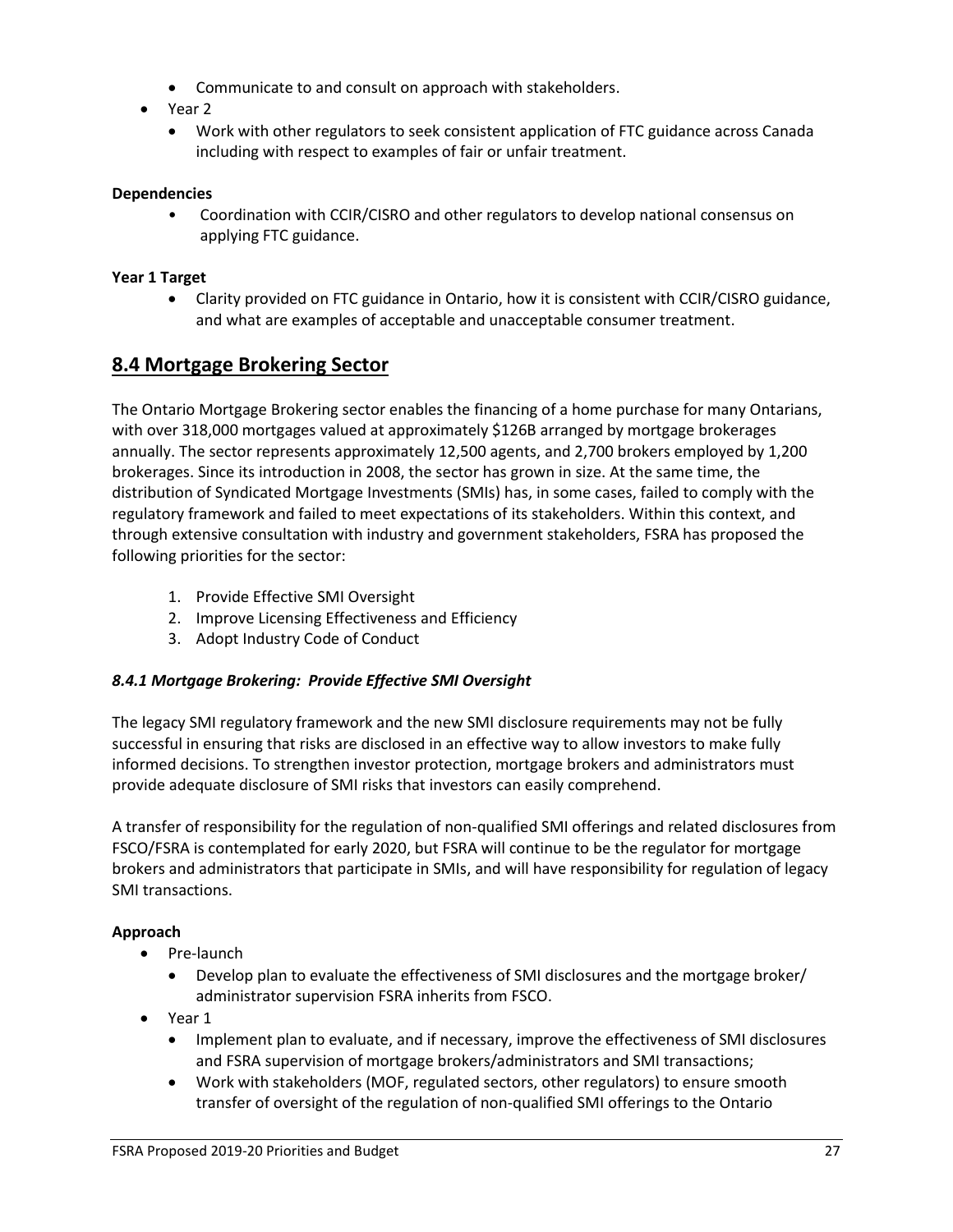- Communicate to and consult on approach with stakeholders.
- Year 2
  - Work with other regulators to seek consistent application of FTC guidance across Canada including with respect to examples of fair or unfair treatment.

**Dependencies**

- Coordination with CCIR/CISRO and other regulators to develop national consensus on applying FTC guidance.

**Year 1 Target**

- Clarity provided on FTC guidance in Ontario, how it is consistent with CCIR/CISRO guidance, and what are examples of acceptable and unacceptable consumer treatment.

## 8.4 Mortgage Brokering Sector

The Ontario Mortgage Brokering sector enables the financing of a home purchase for many Ontarians, with over 318,000 mortgages valued at approximately $126B arranged by mortgage brokerages annually. The sector represents approximately 12,500 agents, and 2,700 brokers employed by 1,200 brokerages. Since its introduction in 2008, the sector has grown in size. At the same time, the distribution of Syndicated Mortgage Investments (SMIs) has, in some cases, failed to comply with the regulatory framework and failed to meet expectations of its stakeholders. Within this context, and through extensive consultation with industry and government stakeholders, FSRA has proposed the following priorities for the sector:

1. Provide Effective SMI Oversight
2. Improve Licensing Effectiveness and Efficiency
3. Adopt Industry Code of Conduct

### *8.4.1 Mortgage Brokering: Provide Effective SMI Oversight*

The legacy SMI regulatory framework and the new SMI disclosure requirements may not be fully successful in ensuring that risks are disclosed in an effective way to allow investors to make fully informed decisions. To strengthen investor protection, mortgage brokers and administrators must provide adequate disclosure of SMI risks that investors can easily comprehend.

A transfer of responsibility for the regulation of non-qualified SMI offerings and related disclosures from FSCO/FSRA is contemplated for early 2020, but FSRA will continue to be the regulator for mortgage brokers and administrators that participate in SMIs, and will have responsibility for regulation of legacy SMI transactions.

**Approach**

- Pre-launch
  - Develop plan to evaluate the effectiveness of SMI disclosures and the mortgage broker/ administrator supervision FSRA inherits from FSCO.
- Year 1
  - Implement plan to evaluate, and if necessary, improve the effectiveness of SMI disclosures and FSRA supervision of mortgage brokers/administrators and SMI transactions;
  - Work with stakeholders (MOF, regulated sectors, other regulators) to ensure smooth transfer of oversight of the regulation of non-qualified SMI offerings to the Ontario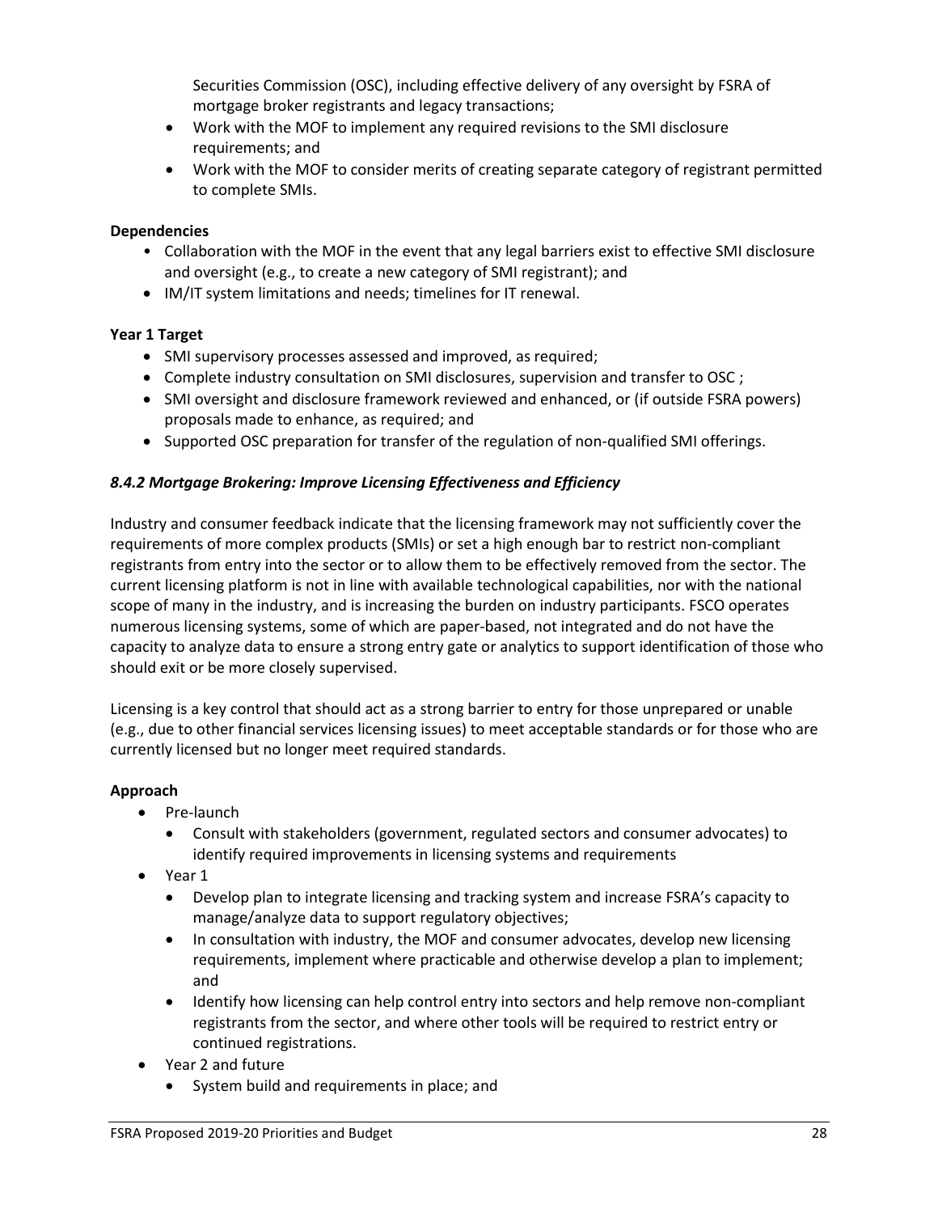Securities Commission (OSC), including effective delivery of any oversight by FSRA of mortgage broker registrants and legacy transactions;
- Work with the MOF to implement any required revisions to the SMI disclosure requirements; and
- Work with the MOF to consider merits of creating separate category of registrant permitted to complete SMIs.

**Dependencies**

- Collaboration with the MOF in the event that any legal barriers exist to effective SMI disclosure and oversight (e.g., to create a new category of SMI registrant); and
- IM/IT system limitations and needs; timelines for IT renewal.

**Year 1 Target**

- SMI supervisory processes assessed and improved, as required;
- Complete industry consultation on SMI disclosures, supervision and transfer to OSC ;
- SMI oversight and disclosure framework reviewed and enhanced, or (if outside FSRA powers) proposals made to enhance, as required; and
- Supported OSC preparation for transfer of the regulation of non-qualified SMI offerings.

### *8.4.2 Mortgage Brokering: Improve Licensing Effectiveness and Efficiency*

Industry and consumer feedback indicate that the licensing framework may not sufficiently cover the requirements of more complex products (SMIs) or set a high enough bar to restrict non-compliant registrants from entry into the sector or to allow them to be effectively removed from the sector. The current licensing platform is not in line with available technological capabilities, nor with the national scope of many in the industry, and is increasing the burden on industry participants. FSCO operates numerous licensing systems, some of which are paper-based, not integrated and do not have the capacity to analyze data to ensure a strong entry gate or analytics to support identification of those who should exit or be more closely supervised.

Licensing is a key control that should act as a strong barrier to entry for those unprepared or unable (e.g., due to other financial services licensing issues) to meet acceptable standards or for those who are currently licensed but no longer meet required standards.

**Approach**

- Pre-launch
  - Consult with stakeholders (government, regulated sectors and consumer advocates) to identify required improvements in licensing systems and requirements
- Year 1
  - Develop plan to integrate licensing and tracking system and increase FSRA's capacity to manage/analyze data to support regulatory objectives;
  - In consultation with industry, the MOF and consumer advocates, develop new licensing requirements, implement where practicable and otherwise develop a plan to implement; and
  - Identify how licensing can help control entry into sectors and help remove non-compliant registrants from the sector, and where other tools will be required to restrict entry or continued registrations.
- Year 2 and future
  - System build and requirements in place; and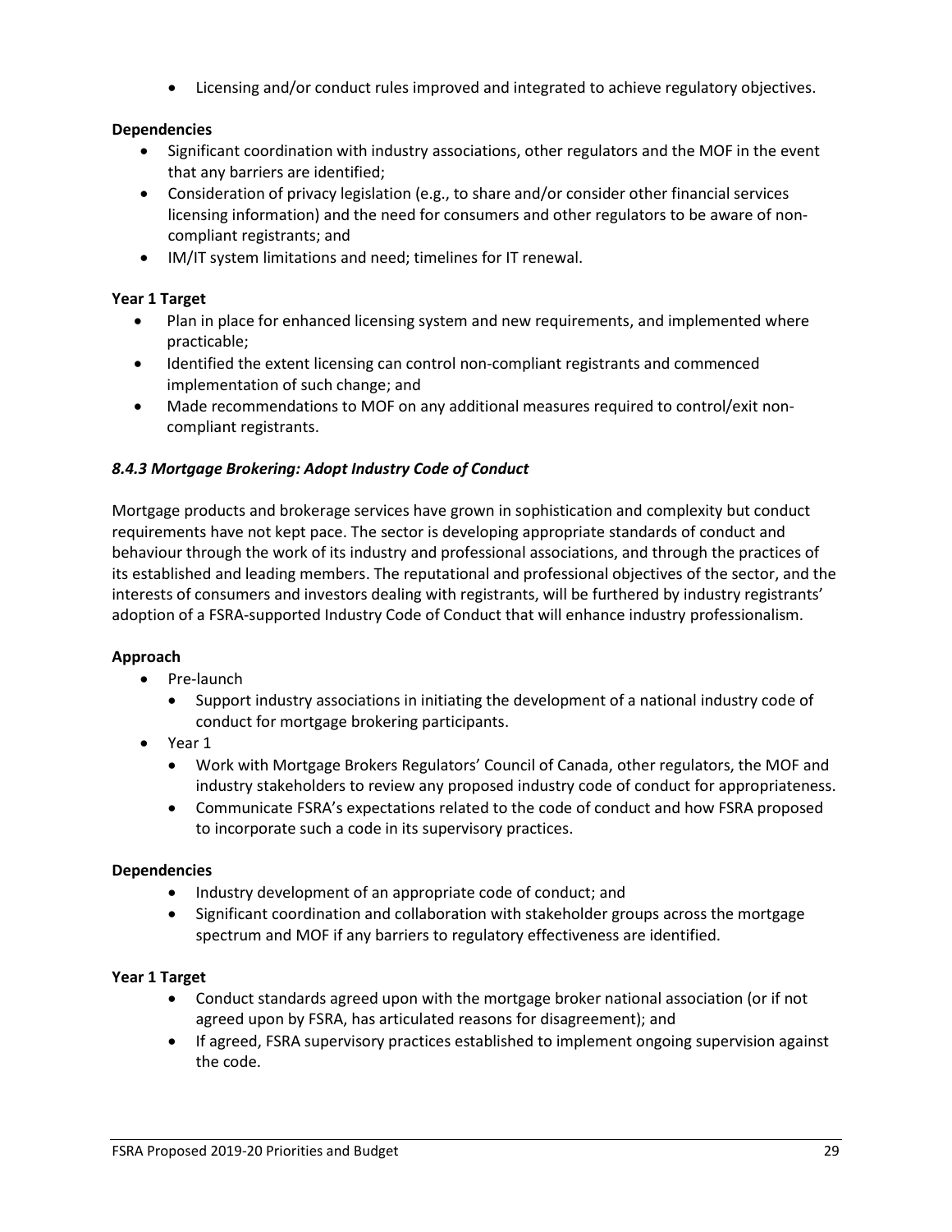- Licensing and/or conduct rules improved and integrated to achieve regulatory objectives.

**Dependencies**

- Significant coordination with industry associations, other regulators and the MOF in the event that any barriers are identified;
- Consideration of privacy legislation (e.g., to share and/or consider other financial services licensing information) and the need for consumers and other regulators to be aware of non-compliant registrants; and
- IM/IT system limitations and need; timelines for IT renewal.

**Year 1 Target**

- Plan in place for enhanced licensing system and new requirements, and implemented where practicable;
- Identified the extent licensing can control non-compliant registrants and commenced implementation of such change; and
- Made recommendations to MOF on any additional measures required to control/exit non-compliant registrants.

### *8.4.3 Mortgage Brokering: Adopt Industry Code of Conduct*

Mortgage products and brokerage services have grown in sophistication and complexity but conduct requirements have not kept pace. The sector is developing appropriate standards of conduct and behaviour through the work of its industry and professional associations, and through the practices of its established and leading members. The reputational and professional objectives of the sector, and the interests of consumers and investors dealing with registrants, will be furthered by industry registrants' adoption of a FSRA-supported Industry Code of Conduct that will enhance industry professionalism.

**Approach**

- Pre-launch
  - Support industry associations in initiating the development of a national industry code of conduct for mortgage brokering participants.
- Year 1
  - Work with Mortgage Brokers Regulators' Council of Canada, other regulators, the MOF and industry stakeholders to review any proposed industry code of conduct for appropriateness.
  - Communicate FSRA's expectations related to the code of conduct and how FSRA proposed to incorporate such a code in its supervisory practices.

**Dependencies**

- Industry development of an appropriate code of conduct; and
- Significant coordination and collaboration with stakeholder groups across the mortgage spectrum and MOF if any barriers to regulatory effectiveness are identified.

**Year 1 Target**

- Conduct standards agreed upon with the mortgage broker national association (or if not agreed upon by FSRA, has articulated reasons for disagreement); and
- If agreed, FSRA supervisory practices established to implement ongoing supervision against the code.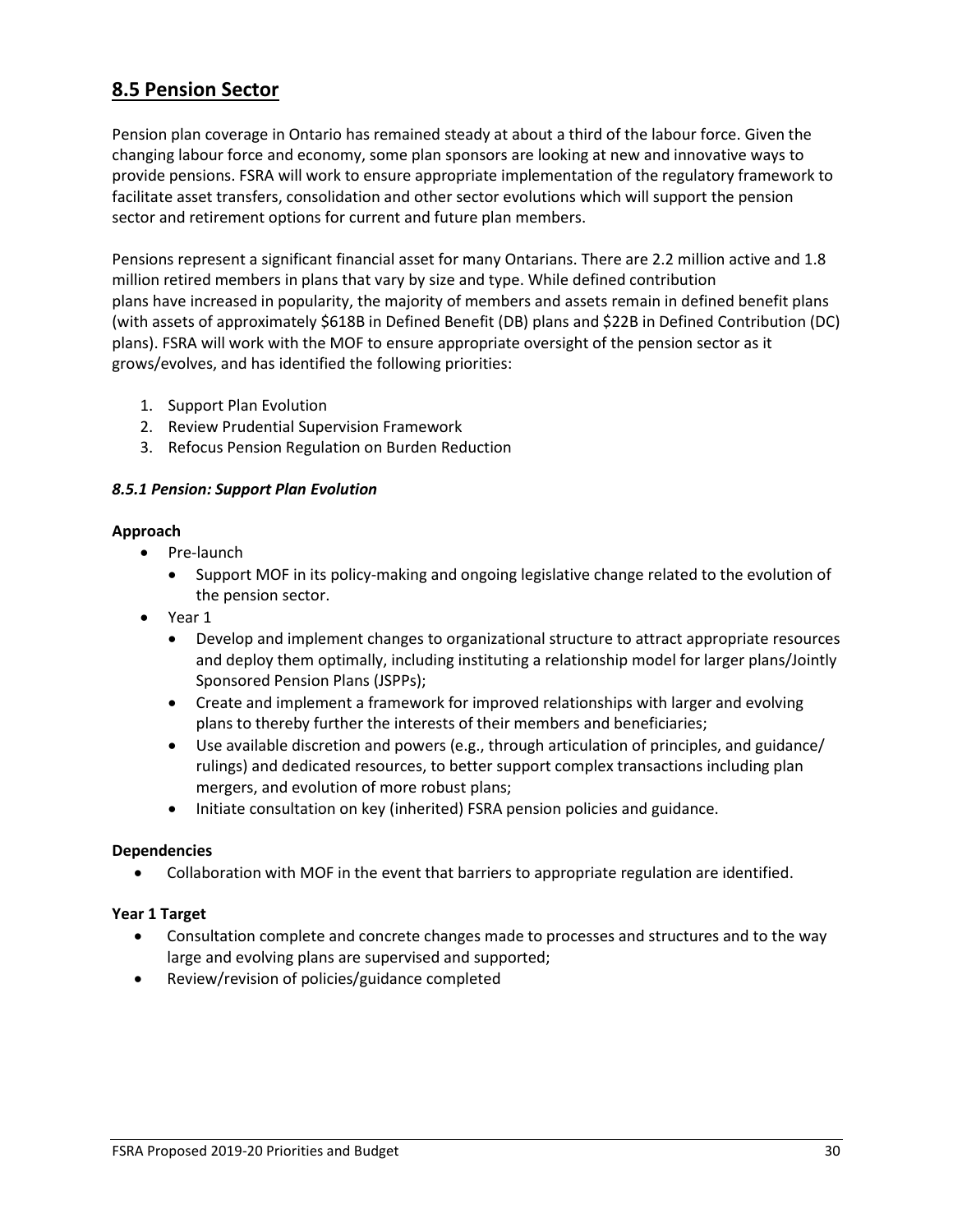## 8.5 Pension Sector

Pension plan coverage in Ontario has remained steady at about a third of the labour force. Given the changing labour force and economy, some plan sponsors are looking at new and innovative ways to provide pensions. FSRA will work to ensure appropriate implementation of the regulatory framework to facilitate asset transfers, consolidation and other sector evolutions which will support the pension sector and retirement options for current and future plan members.

Pensions represent a significant financial asset for many Ontarians. There are 2.2 million active and 1.8 million retired members in plans that vary by size and type. While defined contribution plans have increased in popularity, the majority of members and assets remain in defined benefit plans (with assets of approximately $618B in Defined Benefit (DB) plans and $22B in Defined Contribution (DC) plans). FSRA will work with the MOF to ensure appropriate oversight of the pension sector as it grows/evolves, and has identified the following priorities:

1. Support Plan Evolution
2. Review Prudential Supervision Framework
3. Refocus Pension Regulation on Burden Reduction

### *8.5.1 Pension: Support Plan Evolution*

**Approach**

- Pre-launch
  - Support MOF in its policy-making and ongoing legislative change related to the evolution of the pension sector.
- Year 1
  - Develop and implement changes to organizational structure to attract appropriate resources and deploy them optimally, including instituting a relationship model for larger plans/Jointly Sponsored Pension Plans (JSPPs);
  - Create and implement a framework for improved relationships with larger and evolving plans to thereby further the interests of their members and beneficiaries;
  - Use available discretion and powers (e.g., through articulation of principles, and guidance/ rulings) and dedicated resources, to better support complex transactions including plan mergers, and evolution of more robust plans;
  - Initiate consultation on key (inherited) FSRA pension policies and guidance.

**Dependencies**

- Collaboration with MOF in the event that barriers to appropriate regulation are identified.

**Year 1 Target**

- Consultation complete and concrete changes made to processes and structures and to the way large and evolving plans are supervised and supported;
- Review/revision of policies/guidance completed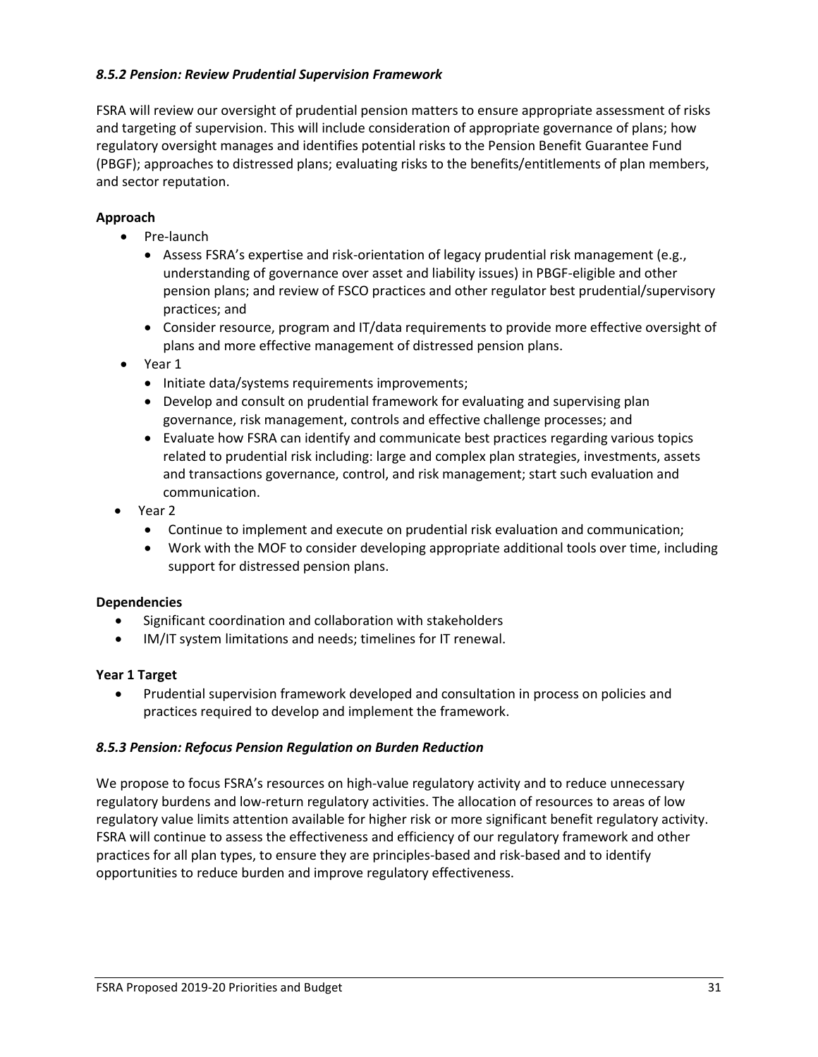### *8.5.2 Pension: Review Prudential Supervision Framework*

FSRA will review our oversight of prudential pension matters to ensure appropriate assessment of risks and targeting of supervision. This will include consideration of appropriate governance of plans; how regulatory oversight manages and identifies potential risks to the Pension Benefit Guarantee Fund (PBGF); approaches to distressed plans; evaluating risks to the benefits/entitlements of plan members, and sector reputation.

**Approach**

- Pre-launch
  - Assess FSRA's expertise and risk-orientation of legacy prudential risk management (e.g., understanding of governance over asset and liability issues) in PBGF-eligible and other pension plans; and review of FSCO practices and other regulator best prudential/supervisory practices; and
  - Consider resource, program and IT/data requirements to provide more effective oversight of plans and more effective management of distressed pension plans.
- Year 1
  - Initiate data/systems requirements improvements;
  - Develop and consult on prudential framework for evaluating and supervising plan governance, risk management, controls and effective challenge processes; and
  - Evaluate how FSRA can identify and communicate best practices regarding various topics related to prudential risk including: large and complex plan strategies, investments, assets and transactions governance, control, and risk management; start such evaluation and communication.
- Year 2
  - Continue to implement and execute on prudential risk evaluation and communication;
  - Work with the MOF to consider developing appropriate additional tools over time, including support for distressed pension plans.

**Dependencies**

- Significant coordination and collaboration with stakeholders
- IM/IT system limitations and needs; timelines for IT renewal.

**Year 1 Target**

- Prudential supervision framework developed and consultation in process on policies and practices required to develop and implement the framework.

### *8.5.3 Pension: Refocus Pension Regulation on Burden Reduction*

We propose to focus FSRA's resources on high-value regulatory activity and to reduce unnecessary regulatory burdens and low-return regulatory activities. The allocation of resources to areas of low regulatory value limits attention available for higher risk or more significant benefit regulatory activity. FSRA will continue to assess the effectiveness and efficiency of our regulatory framework and other practices for all plan types, to ensure they are principles-based and risk-based and to identify opportunities to reduce burden and improve regulatory effectiveness.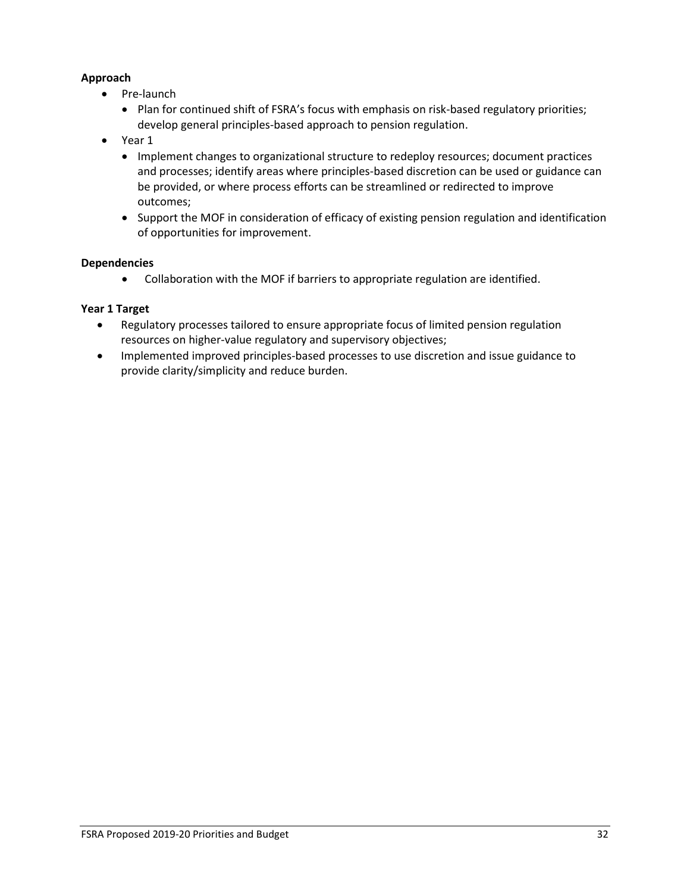**Approach**

- Pre-launch
  - Plan for continued shift of FSRA's focus with emphasis on risk-based regulatory priorities; develop general principles-based approach to pension regulation.
- Year 1
  - Implement changes to organizational structure to redeploy resources; document practices and processes; identify areas where principles-based discretion can be used or guidance can be provided, or where process efforts can be streamlined or redirected to improve outcomes;
  - Support the MOF in consideration of efficacy of existing pension regulation and identification of opportunities for improvement.

**Dependencies**

- Collaboration with the MOF if barriers to appropriate regulation are identified.

**Year 1 Target**

- Regulatory processes tailored to ensure appropriate focus of limited pension regulation resources on higher-value regulatory and supervisory objectives;
- Implemented improved principles-based processes to use discretion and issue guidance to provide clarity/simplicity and reduce burden.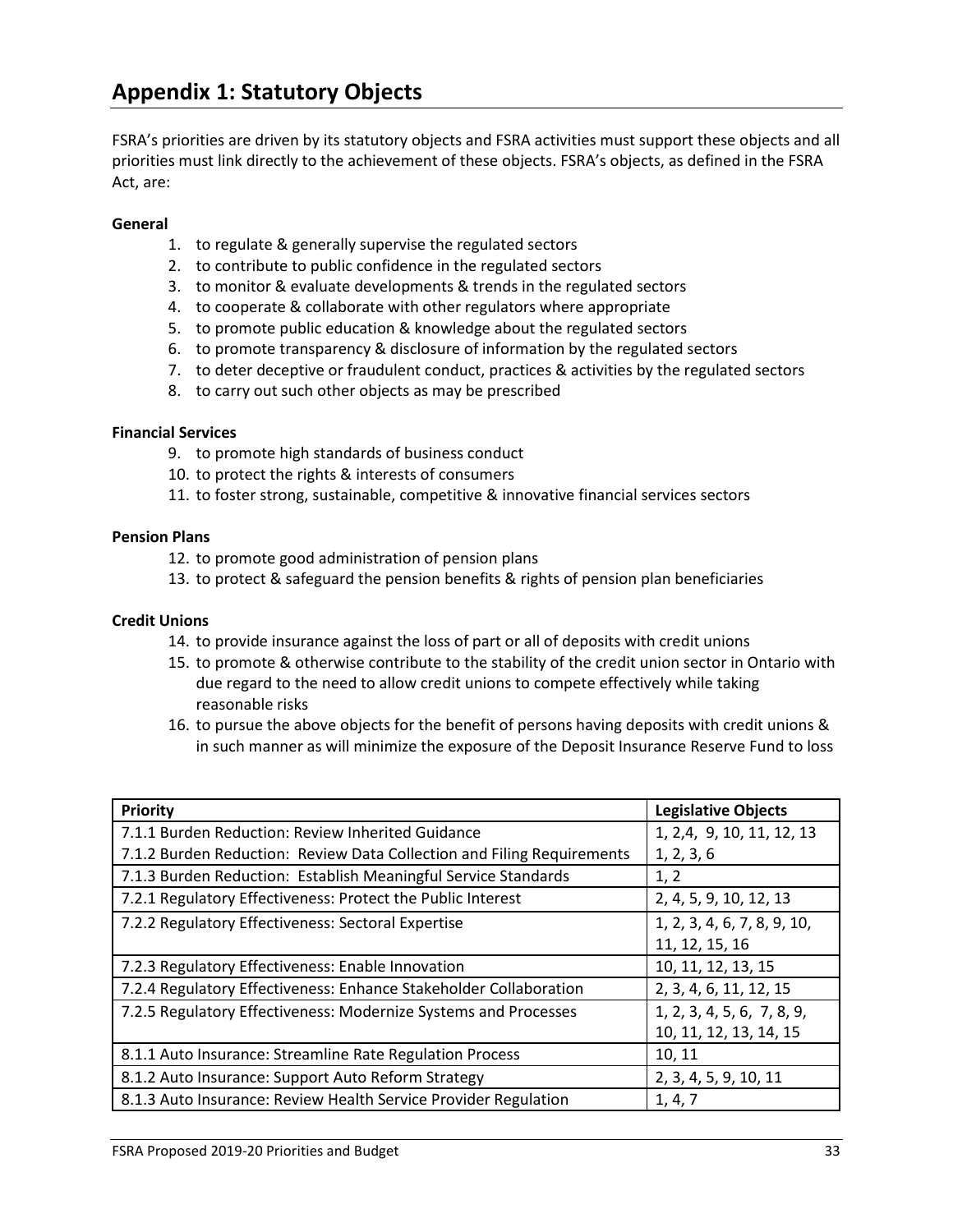# Appendix 1: Statutory Objects

FSRA's priorities are driven by its statutory objects and FSRA activities must support these objects and all priorities must link directly to the achievement of these objects. FSRA's objects, as defined in the FSRA Act, are:

**General**

1. to regulate & generally supervise the regulated sectors
2. to contribute to public confidence in the regulated sectors
3. to monitor & evaluate developments & trends in the regulated sectors
4. to cooperate & collaborate with other regulators where appropriate
5. to promote public education & knowledge about the regulated sectors
6. to promote transparency & disclosure of information by the regulated sectors
7. to deter deceptive or fraudulent conduct, practices & activities by the regulated sectors
8. to carry out such other objects as may be prescribed

**Financial Services**

9. to promote high standards of business conduct
10. to protect the rights & interests of consumers
11. to foster strong, sustainable, competitive & innovative financial services sectors

**Pension Plans**

12. to promote good administration of pension plans
13. to protect & safeguard the pension benefits & rights of pension plan beneficiaries

**Credit Unions**

14. to provide insurance against the loss of part or all of deposits with credit unions
15. to promote & otherwise contribute to the stability of the credit union sector in Ontario with due regard to the need to allow credit unions to compete effectively while taking reasonable risks
16. to pursue the above objects for the benefit of persons having deposits with credit unions & in such manner as will minimize the exposure of the Deposit Insurance Reserve Fund to loss

| Priority | Legislative Objects |
|---|---|
| 7.1.1 Burden Reduction: Review Inherited Guidance | 1, 2,4, 9, 10, 11, 12, 13 |
| 7.1.2 Burden Reduction: Review Data Collection and Filing Requirements | 1, 2, 3, 6 |
| 7.1.3 Burden Reduction: Establish Meaningful Service Standards | 1, 2 |
| 7.2.1 Regulatory Effectiveness: Protect the Public Interest | 2, 4, 5, 9, 10, 12, 13 |
| 7.2.2 Regulatory Effectiveness: Sectoral Expertise | 1, 2, 3, 4, 6, 7, 8, 9, 10, 11, 12, 15, 16 |
| 7.2.3 Regulatory Effectiveness: Enable Innovation | 10, 11, 12, 13, 15 |
| 7.2.4 Regulatory Effectiveness: Enhance Stakeholder Collaboration | 2, 3, 4, 6, 11, 12, 15 |
| 7.2.5 Regulatory Effectiveness: Modernize Systems and Processes | 1, 2, 3, 4, 5, 6, 7, 8, 9, 10, 11, 12, 13, 14, 15 |
| 8.1.1 Auto Insurance: Streamline Rate Regulation Process | 10, 11 |
| 8.1.2 Auto Insurance: Support Auto Reform Strategy | 2, 3, 4, 5, 9, 10, 11 |
| 8.1.3 Auto Insurance: Review Health Service Provider Regulation | 1, 4, 7 |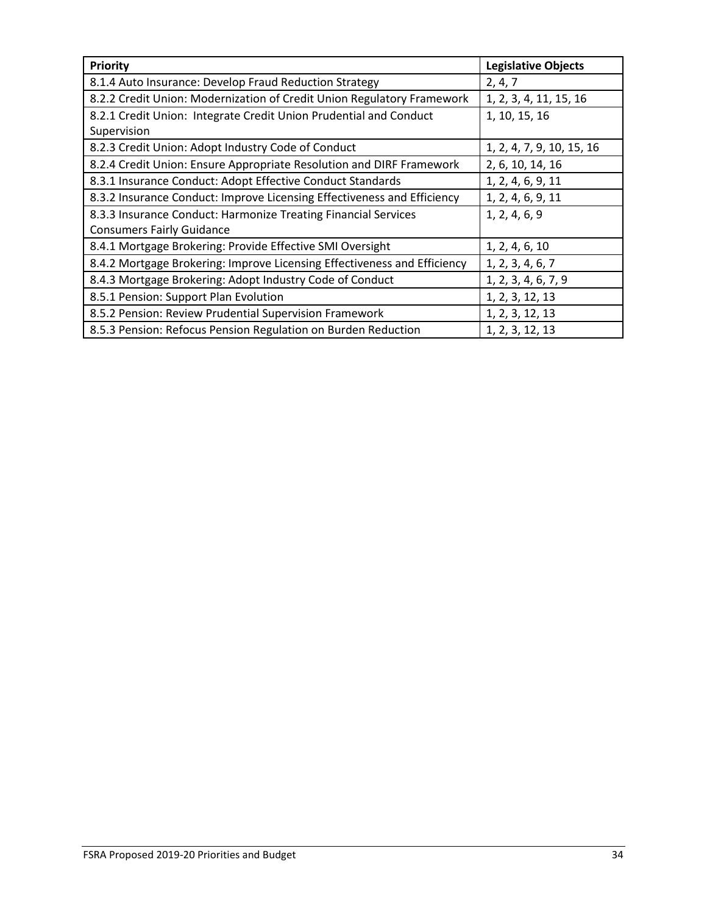| Priority | Legislative Objects |
|---|---|
| 8.1.4 Auto Insurance: Develop Fraud Reduction Strategy | 2, 4, 7 |
| 8.2.2 Credit Union: Modernization of Credit Union Regulatory Framework | 1, 2, 3, 4, 11, 15, 16 |
| 8.2.1 Credit Union: Integrate Credit Union Prudential and Conduct Supervision | 1, 10, 15, 16 |
| 8.2.3 Credit Union: Adopt Industry Code of Conduct | 1, 2, 4, 7, 9, 10, 15, 16 |
| 8.2.4 Credit Union: Ensure Appropriate Resolution and DIRF Framework | 2, 6, 10, 14, 16 |
| 8.3.1 Insurance Conduct: Adopt Effective Conduct Standards | 1, 2, 4, 6, 9, 11 |
| 8.3.2 Insurance Conduct: Improve Licensing Effectiveness and Efficiency | 1, 2, 4, 6, 9, 11 |
| 8.3.3 Insurance Conduct: Harmonize Treating Financial Services Consumers Fairly Guidance | 1, 2, 4, 6, 9 |
| 8.4.1 Mortgage Brokering: Provide Effective SMI Oversight | 1, 2, 4, 6, 10 |
| 8.4.2 Mortgage Brokering: Improve Licensing Effectiveness and Efficiency | 1, 2, 3, 4, 6, 7 |
| 8.4.3 Mortgage Brokering: Adopt Industry Code of Conduct | 1, 2, 3, 4, 6, 7, 9 |
| 8.5.1 Pension: Support Plan Evolution | 1, 2, 3, 12, 13 |
| 8.5.2 Pension: Review Prudential Supervision Framework | 1, 2, 3, 12, 13 |
| 8.5.3 Pension: Refocus Pension Regulation on Burden Reduction | 1, 2, 3, 12, 13 |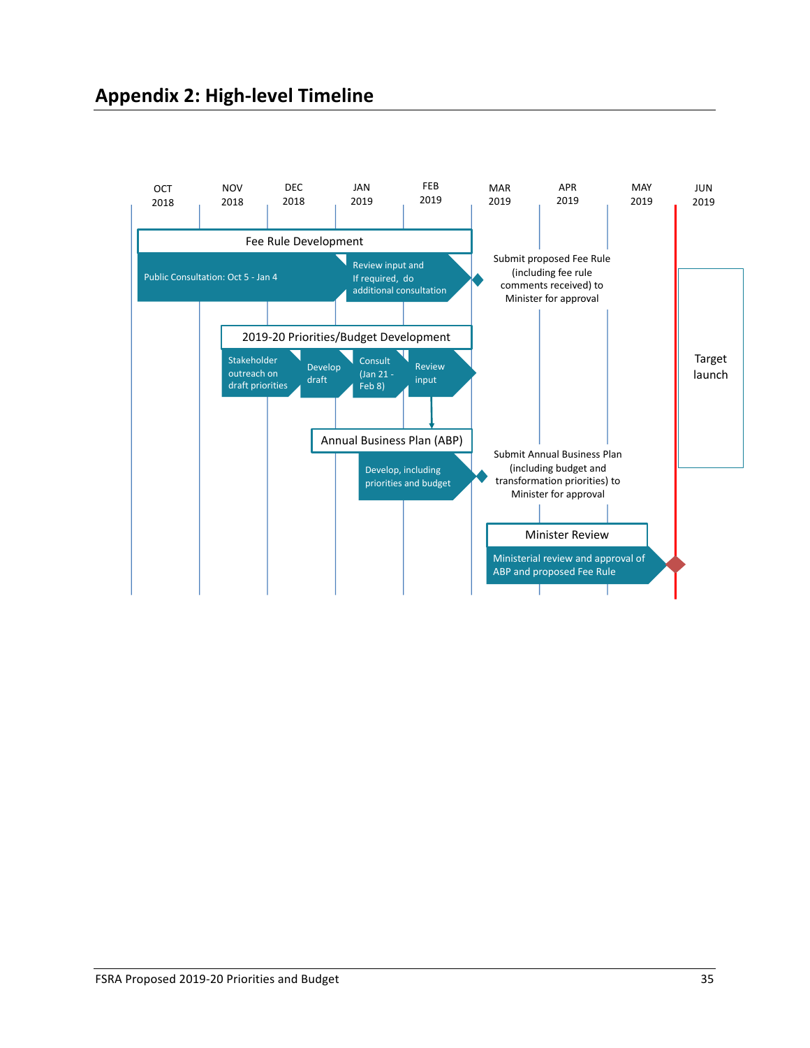## Appendix 2: High-level Timeline

| OCT 2018 | NOV 2018 | DEC 2018 | JAN 2019 | FEB 2019 | MAR 2019 | APR 2019 | MAY 2019 | JUN 2019 |
|---|---|---|---|---|---|---|---|---|

**Fee Rule Development**

- Public Consultation: Oct 5 - Jan 4
- Review input and If required, do additional consultation
- Submit proposed Fee Rule (including fee rule comments received) to Minister for approval

**2019-20 Priorities/Budget Development**

- Stakeholder outreach on draft priorities
- Develop draft
- Consult (Jan 21 - Feb 8)
- Review input

**Annual Business Plan (ABP)**

- Develop, including priorities and budget
- Submit Annual Business Plan (including budget and transformation priorities) to Minister for approval

**Minister Review**

- Ministerial review and approval of ABP and proposed Fee Rule

Target launch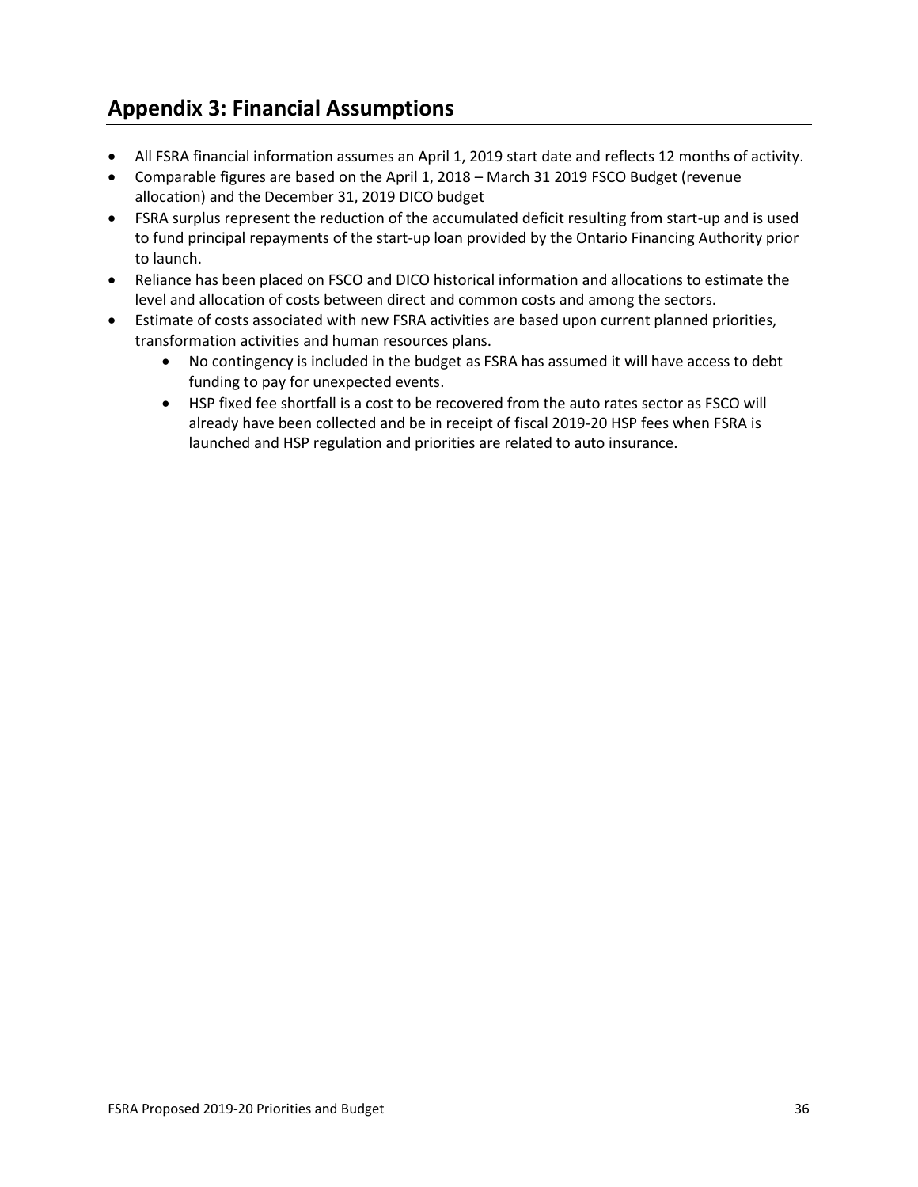## Appendix 3: Financial Assumptions

- All FSRA financial information assumes an April 1, 2019 start date and reflects 12 months of activity.
- Comparable figures are based on the April 1, 2018 – March 31 2019 FSCO Budget (revenue allocation) and the December 31, 2019 DICO budget
- FSRA surplus represent the reduction of the accumulated deficit resulting from start-up and is used to fund principal repayments of the start-up loan provided by the Ontario Financing Authority prior to launch.
- Reliance has been placed on FSCO and DICO historical information and allocations to estimate the level and allocation of costs between direct and common costs and among the sectors.
- Estimate of costs associated with new FSRA activities are based upon current planned priorities, transformation activities and human resources plans.
    - No contingency is included in the budget as FSRA has assumed it will have access to debt funding to pay for unexpected events.
    - HSP fixed fee shortfall is a cost to be recovered from the auto rates sector as FSCO will already have been collected and be in receipt of fiscal 2019-20 HSP fees when FSRA is launched and HSP regulation and priorities are related to auto insurance.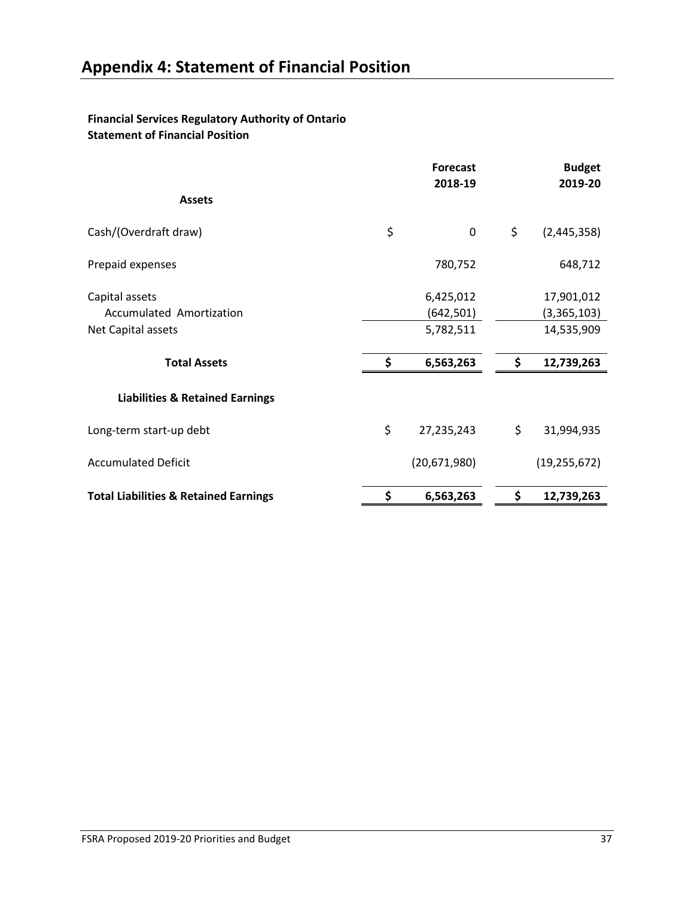# Appendix 4: Statement of Financial Position

**Financial Services Regulatory Authority of Ontario**
**Statement of Financial Position**

| | Forecast 2018-19 | Budget 2019-20 |
|---|---|---|
| **Assets** | | |
| Cash/(Overdraft draw) | $ 0 | $ (2,445,358) |
| Prepaid expenses | 780,752 | 648,712 |
| Capital assets | 6,425,012 | 17,901,012 |
| Accumulated Amortization | (642,501) | (3,365,103) |
| Net Capital assets | 5,782,511 | 14,535,909 |
| **Total Assets** | **$ 6,563,263** | **$ 12,739,263** |
| **Liabilities & Retained Earnings** | | |
| Long-term start-up debt | $ 27,235,243 | $ 31,994,935 |
| Accumulated Deficit | (20,671,980) | (19,255,672) |
| **Total Liabilities & Retained Earnings** | **$ 6,563,263** | **$ 12,739,263** |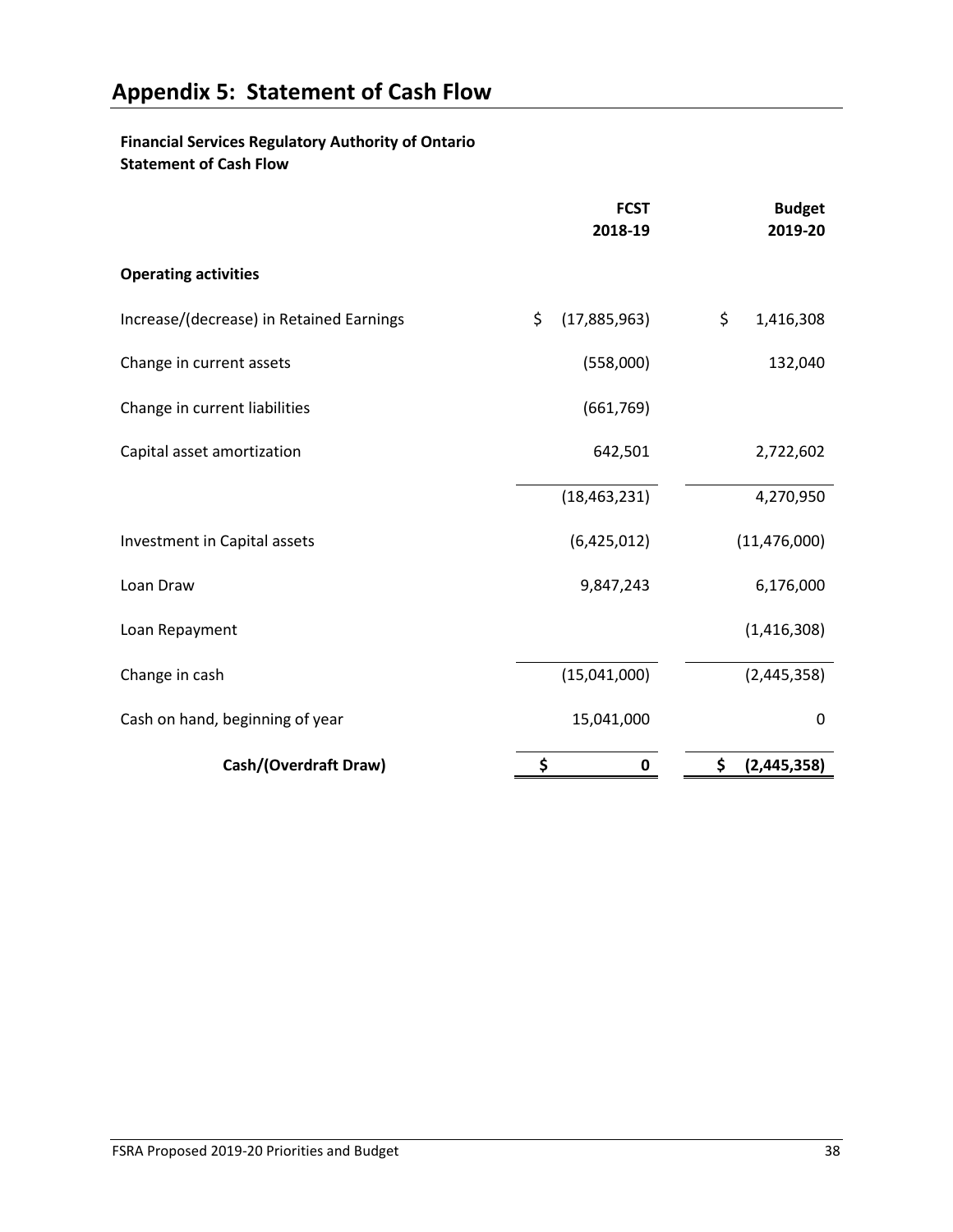# Appendix 5: Statement of Cash Flow

**Financial Services Regulatory Authority of Ontario**
**Statement of Cash Flow**

| | FCST 2018-19 | Budget 2019-20 |
|---|---|---|
| **Operating activities** | | |
| Increase/(decrease) in Retained Earnings | $ (17,885,963) | $ 1,416,308 |
| Change in current assets | (558,000) | 132,040 |
| Change in current liabilities | (661,769) | |
| Capital asset amortization | 642,501 | 2,722,602 |
| | (18,463,231) | 4,270,950 |
| Investment in Capital assets | (6,425,012) | (11,476,000) |
| Loan Draw | 9,847,243 | 6,176,000 |
| Loan Repayment | | (1,416,308) |
| Change in cash | (15,041,000) | (2,445,358) |
| Cash on hand, beginning of year | 15,041,000 | 0 |
| **Cash/(Overdraft Draw)** | **$ 0** | **$ (2,445,358)** |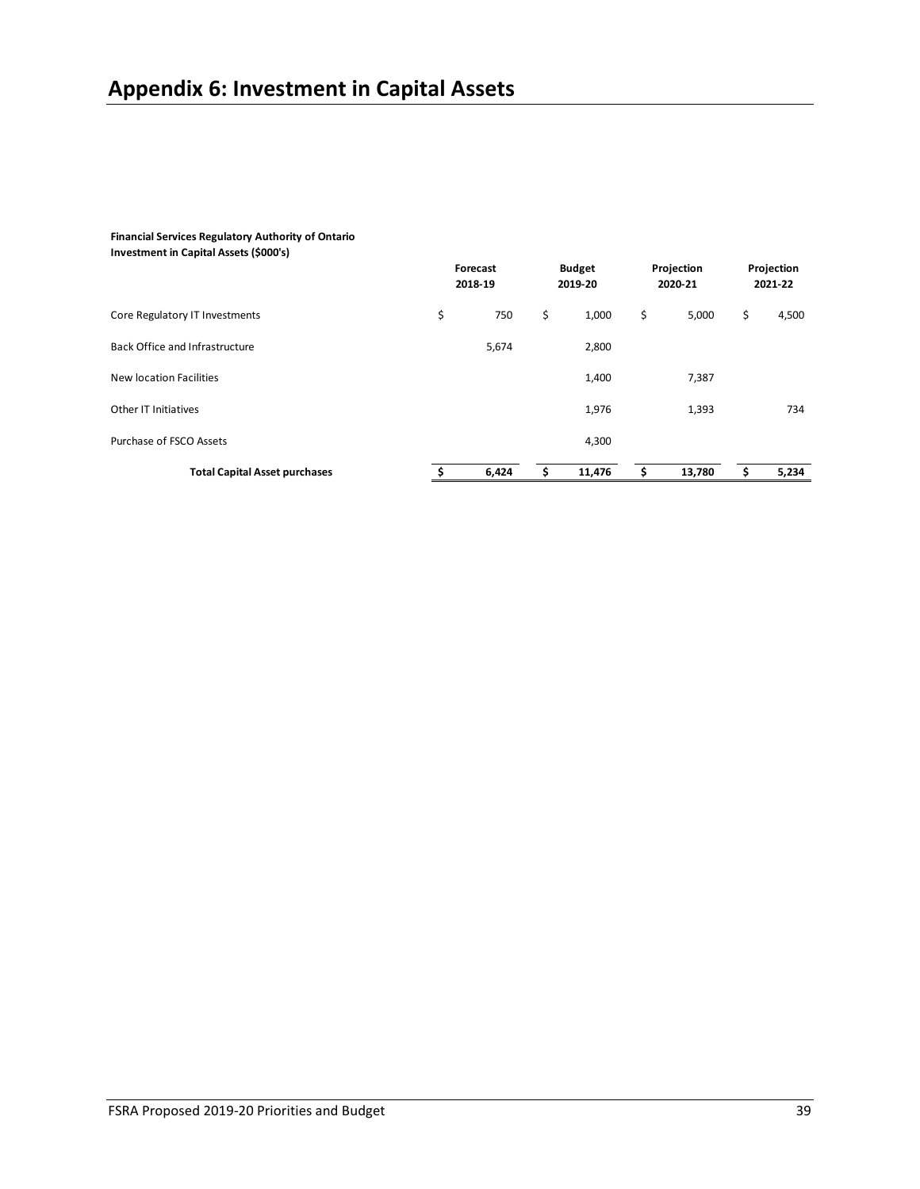# Appendix 6: Investment in Capital Assets

**Financial Services Regulatory Authority of Ontario**
**Investment in Capital Assets ($000's)**

| | Forecast 2018-19 | Budget 2019-20 | Projection 2020-21 | Projection 2021-22 |
|---|---|---|---|---|
| Core Regulatory IT Investments | $ 750 | $ 1,000 | $ 5,000 | $ 4,500 |
| Back Office and Infrastructure | 5,674 | 2,800 | | |
| New location Facilities | | 1,400 | 7,387 | |
| Other IT Initiatives | | 1,976 | 1,393 | 734 |
| Purchase of FSCO Assets | | 4,300 | | |
| **Total Capital Asset purchases** | **$ 6,424** | **$ 11,476** | **$ 13,780** | **$ 5,234** |